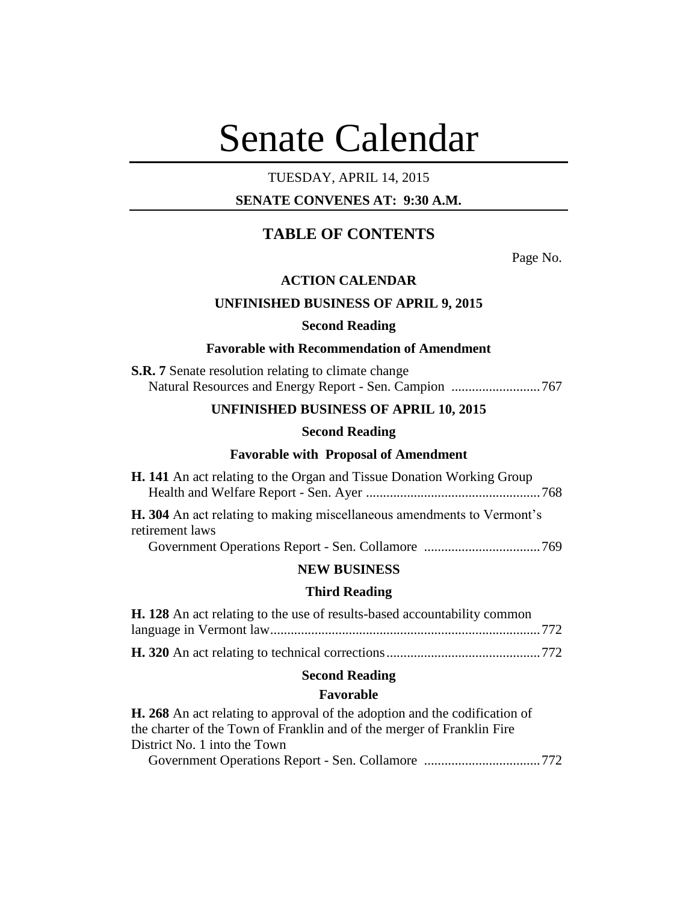# Senate Calendar

TUESDAY, APRIL 14, 2015

**SENATE CONVENES AT: 9:30 A.M.**

## TABLE OF CONTENTS

Page No.

### ACTION CALENDAR

### UNFINISHED BUSINESS OF APRIL 9, 2015

**Second Reading**

**Favorable with Recommendation of Amendment**

**S.R. 7** Senate resolution relating to climate change
Natural Resources and Energy Report - Sen. Campion .......................... 767

### UNFINISHED BUSINESS OF APRIL 10, 2015

**Second Reading**

**Favorable with Proposal of Amendment**

**H. 141** An act relating to the Organ and Tissue Donation Working Group
Health and Welfare Report - Sen. Ayer .................................................. 768

**H. 304** An act relating to making miscellaneous amendments to Vermont's retirement laws
Government Operations Report - Sen. Collamore .................................. 769

### NEW BUSINESS

**Third Reading**

**H. 128** An act relating to the use of results-based accountability common language in Vermont law.............................................................................. 772

**H. 320** An act relating to technical corrections............................................ 772

**Second Reading**

**Favorable**

**H. 268** An act relating to approval of the adoption and the codification of the charter of the Town of Franklin and of the merger of Franklin Fire District No. 1 into the Town
Government Operations Report - Sen. Collamore .................................. 772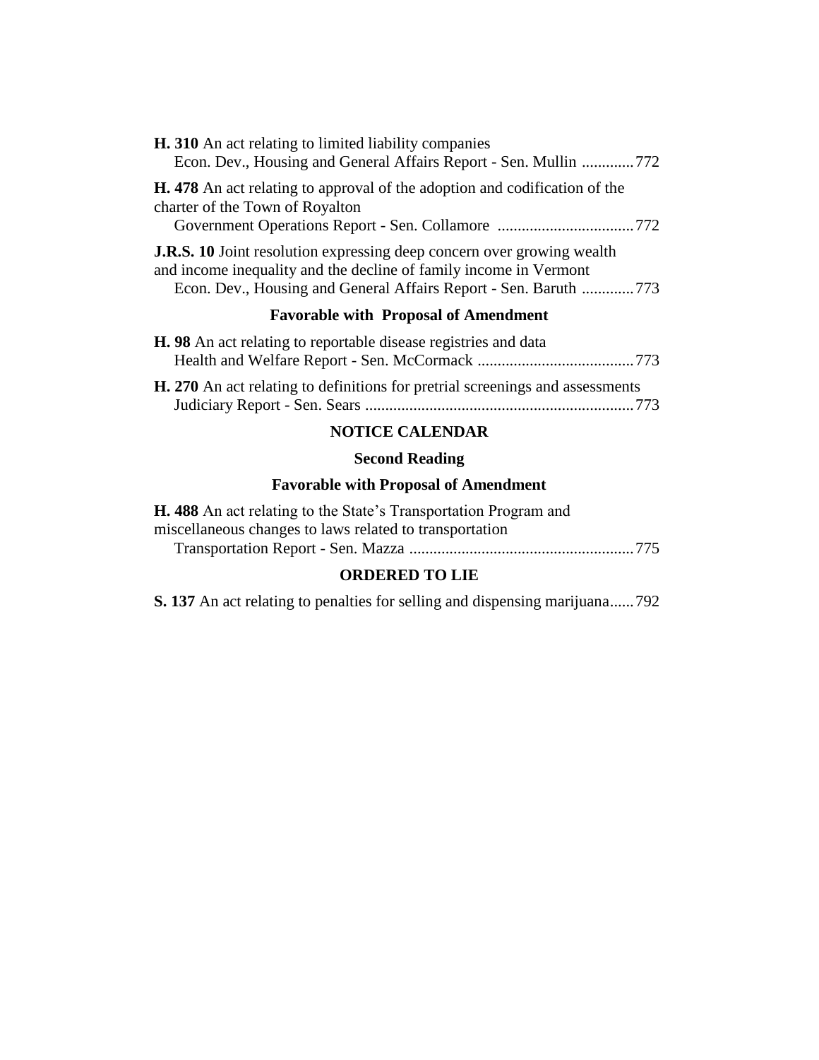**H. 310** An act relating to limited liability companies
Econ. Dev., Housing and General Affairs Report - Sen. Mullin ............. 772

**H. 478** An act relating to approval of the adoption and codification of the charter of the Town of Royalton
Government Operations Report - Sen. Collamore .................................. 772

**J.R.S. 10** Joint resolution expressing deep concern over growing wealth and income inequality and the decline of family income in Vermont
Econ. Dev., Housing and General Affairs Report - Sen. Baruth ............. 773

### Favorable with Proposal of Amendment

**H. 98** An act relating to reportable disease registries and data
Health and Welfare Report - Sen. McCormack ....................................... 773

**H. 270** An act relating to definitions for pretrial screenings and assessments
Judiciary Report - Sen. Sears ................................................................... 773

## NOTICE CALENDAR

### Second Reading

### Favorable with Proposal of Amendment

**H. 488** An act relating to the State's Transportation Program and miscellaneous changes to laws related to transportation
Transportation Report - Sen. Mazza ........................................................ 775

## ORDERED TO LIE

**S. 137** An act relating to penalties for selling and dispensing marijuana...... 792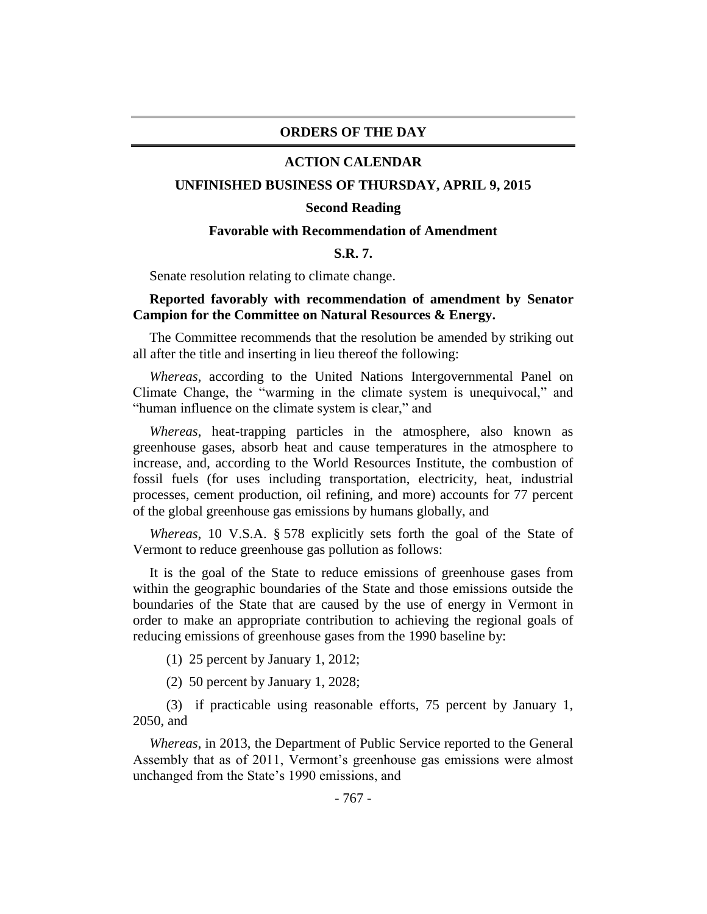## ORDERS OF THE DAY

### ACTION CALENDAR

### UNFINISHED BUSINESS OF THURSDAY, APRIL 9, 2015

**Second Reading**

**Favorable with Recommendation of Amendment**

**S.R. 7.**

Senate resolution relating to climate change.

**Reported favorably with recommendation of amendment by Senator Campion for the Committee on Natural Resources & Energy.**

The Committee recommends that the resolution be amended by striking out all after the title and inserting in lieu thereof the following:

*Whereas*, according to the United Nations Intergovernmental Panel on Climate Change, the "warming in the climate system is unequivocal," and "human influence on the climate system is clear," and

*Whereas*, heat-trapping particles in the atmosphere, also known as greenhouse gases, absorb heat and cause temperatures in the atmosphere to increase, and, according to the World Resources Institute, the combustion of fossil fuels (for uses including transportation, electricity, heat, industrial processes, cement production, oil refining, and more) accounts for 77 percent of the global greenhouse gas emissions by humans globally, and

*Whereas*, 10 V.S.A. § 578 explicitly sets forth the goal of the State of Vermont to reduce greenhouse gas pollution as follows:

It is the goal of the State to reduce emissions of greenhouse gases from within the geographic boundaries of the State and those emissions outside the boundaries of the State that are caused by the use of energy in Vermont in order to make an appropriate contribution to achieving the regional goals of reducing emissions of greenhouse gases from the 1990 baseline by:

(1) 25 percent by January 1, 2012;

(2) 50 percent by January 1, 2028;

(3) if practicable using reasonable efforts, 75 percent by January 1, 2050, and

*Whereas*, in 2013, the Department of Public Service reported to the General Assembly that as of 2011, Vermont's greenhouse gas emissions were almost unchanged from the State's 1990 emissions, and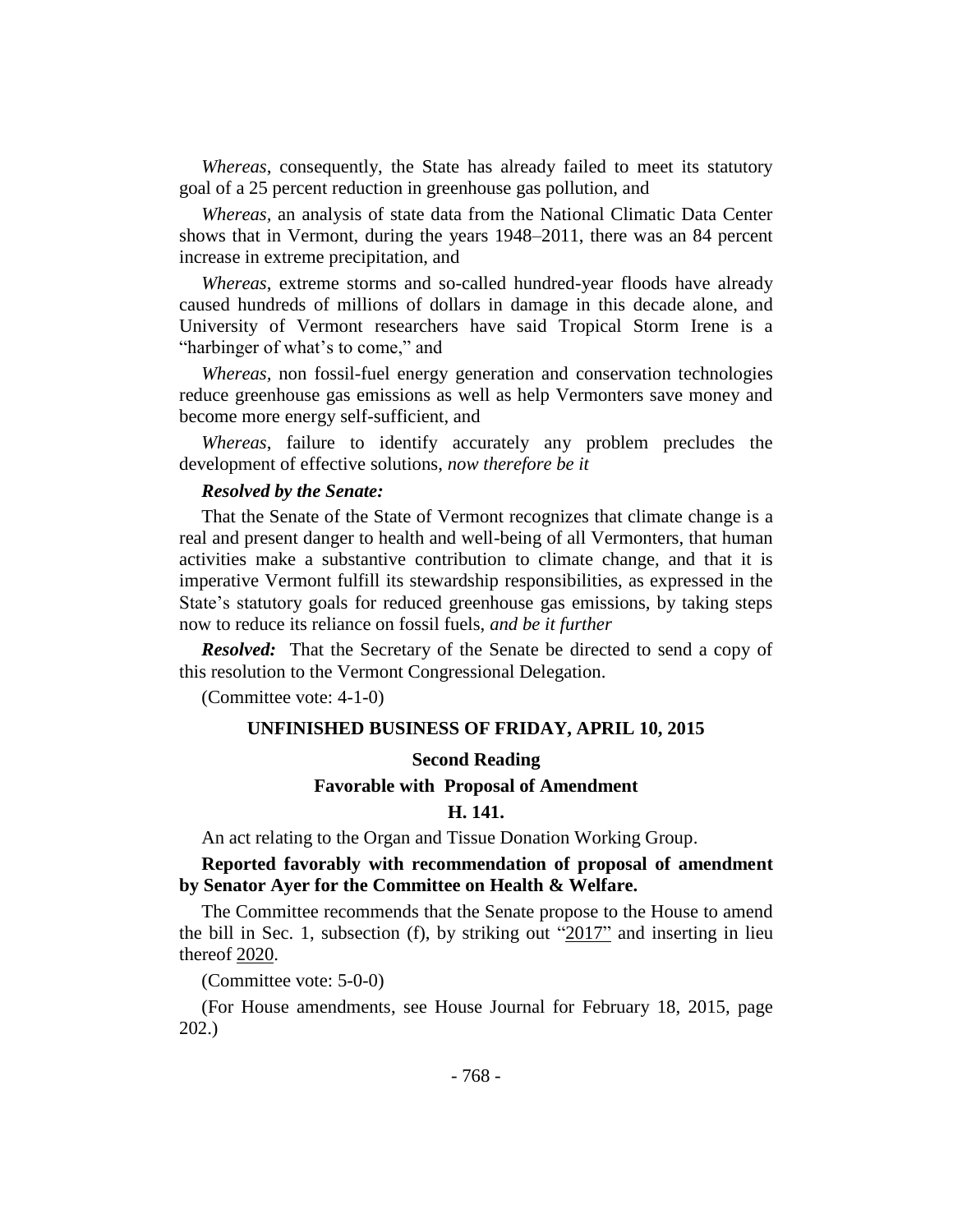*Whereas*, consequently, the State has already failed to meet its statutory goal of a 25 percent reduction in greenhouse gas pollution, and

*Whereas*, an analysis of state data from the National Climatic Data Center shows that in Vermont, during the years 1948–2011, there was an 84 percent increase in extreme precipitation, and

*Whereas*, extreme storms and so-called hundred-year floods have already caused hundreds of millions of dollars in damage in this decade alone, and University of Vermont researchers have said Tropical Storm Irene is a "harbinger of what's to come," and

*Whereas*, non fossil-fuel energy generation and conservation technologies reduce greenhouse gas emissions as well as help Vermonters save money and become more energy self-sufficient, and

*Whereas*, failure to identify accurately any problem precludes the development of effective solutions, *now therefore be it*

***Resolved by the Senate:***

That the Senate of the State of Vermont recognizes that climate change is a real and present danger to health and well-being of all Vermonters, that human activities make a substantive contribution to climate change, and that it is imperative Vermont fulfill its stewardship responsibilities, as expressed in the State's statutory goals for reduced greenhouse gas emissions, by taking steps now to reduce its reliance on fossil fuels, *and be it further*

***Resolved:*** That the Secretary of the Senate be directed to send a copy of this resolution to the Vermont Congressional Delegation.

(Committee vote: 4-1-0)

## UNFINISHED BUSINESS OF FRIDAY, APRIL 10, 2015

### Second Reading

### Favorable with Proposal of Amendment

### H. 141.

An act relating to the Organ and Tissue Donation Working Group.

**Reported favorably with recommendation of proposal of amendment by Senator Ayer for the Committee on Health & Welfare.**

The Committee recommends that the Senate propose to the House to amend the bill in Sec. 1, subsection (f), by striking out "2017" and inserting in lieu thereof 2020.

(Committee vote: 5-0-0)

(For House amendments, see House Journal for February 18, 2015, page 202.)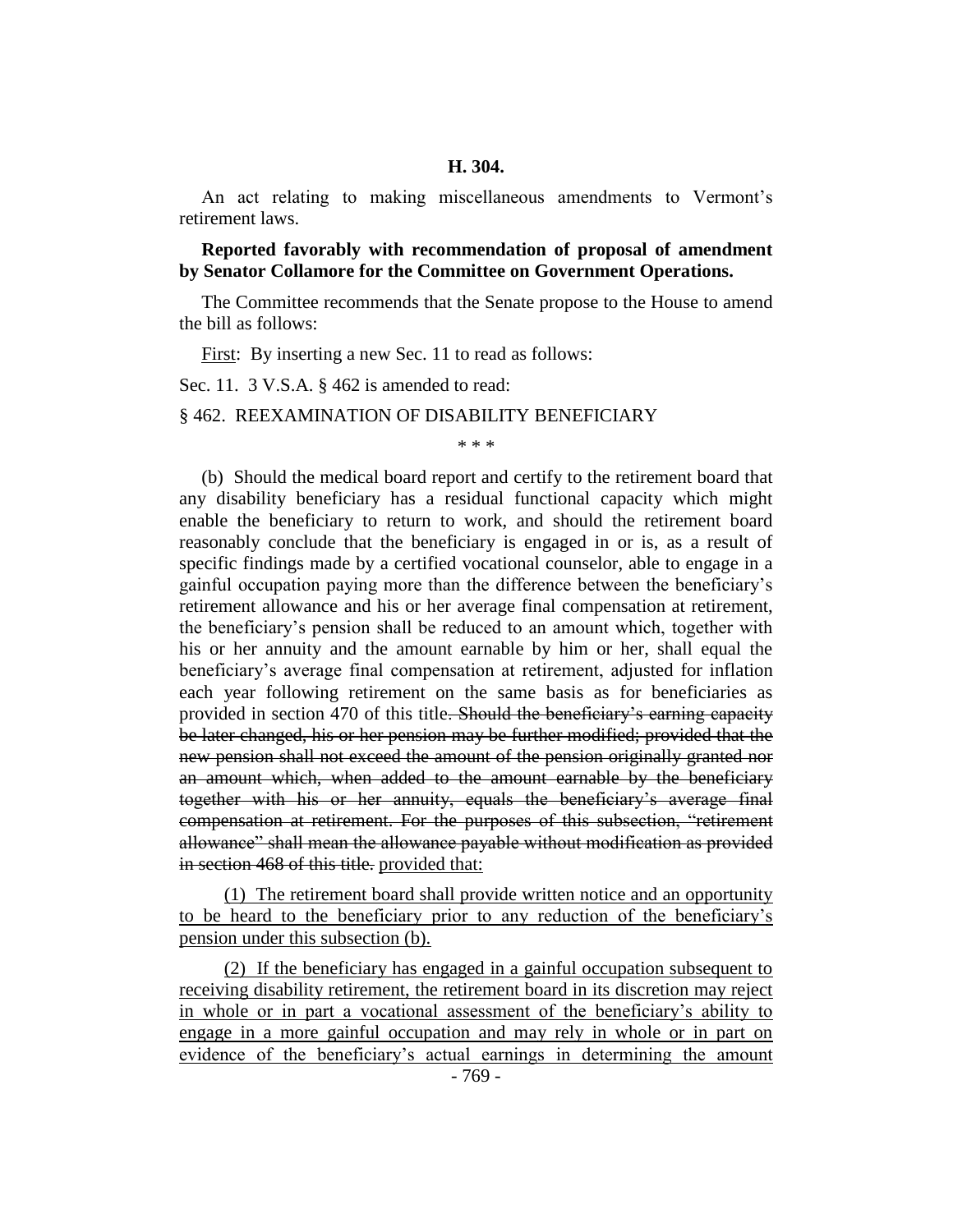**H. 304.**

An act relating to making miscellaneous amendments to Vermont's retirement laws.

**Reported favorably with recommendation of proposal of amendment by Senator Collamore for the Committee on Government Operations.**

The Committee recommends that the Senate propose to the House to amend the bill as follows:

<u>First</u>: By inserting a new Sec. 11 to read as follows:

Sec. 11. 3 V.S.A. § 462 is amended to read:

§ 462. REEXAMINATION OF DISABILITY BENEFICIARY

\* \* \*

(b) Should the medical board report and certify to the retirement board that any disability beneficiary has a residual functional capacity which might enable the beneficiary to return to work, and should the retirement board reasonably conclude that the beneficiary is engaged in or is, as a result of specific findings made by a certified vocational counselor, able to engage in a gainful occupation paying more than the difference between the beneficiary's retirement allowance and his or her average final compensation at retirement, the beneficiary's pension shall be reduced to an amount which, together with his or her annuity and the amount earnable by him or her, shall equal the beneficiary's average final compensation at retirement, adjusted for inflation each year following retirement on the same basis as for beneficiaries as provided in section 470 of this title~~. Should the beneficiary's earning capacity be later changed, his or her pension may be further modified; provided that the new pension shall not exceed the amount of the pension originally granted nor an amount which, when added to the amount earnable by the beneficiary together with his or her annuity, equals the beneficiary's average final compensation at retirement. For the purposes of this subsection, "retirement allowance" shall mean the allowance payable without modification as provided in section 468 of this title.~~ <u>provided that:</u>

<u>(1) The retirement board shall provide written notice and an opportunity to be heard to the beneficiary prior to any reduction of the beneficiary's pension under this subsection (b).</u>

<u>(2) If the beneficiary has engaged in a gainful occupation subsequent to receiving disability retirement, the retirement board in its discretion may reject in whole or in part a vocational assessment of the beneficiary's ability to engage in a more gainful occupation and may rely in whole or in part on evidence of the beneficiary's actual earnings in determining the amount</u>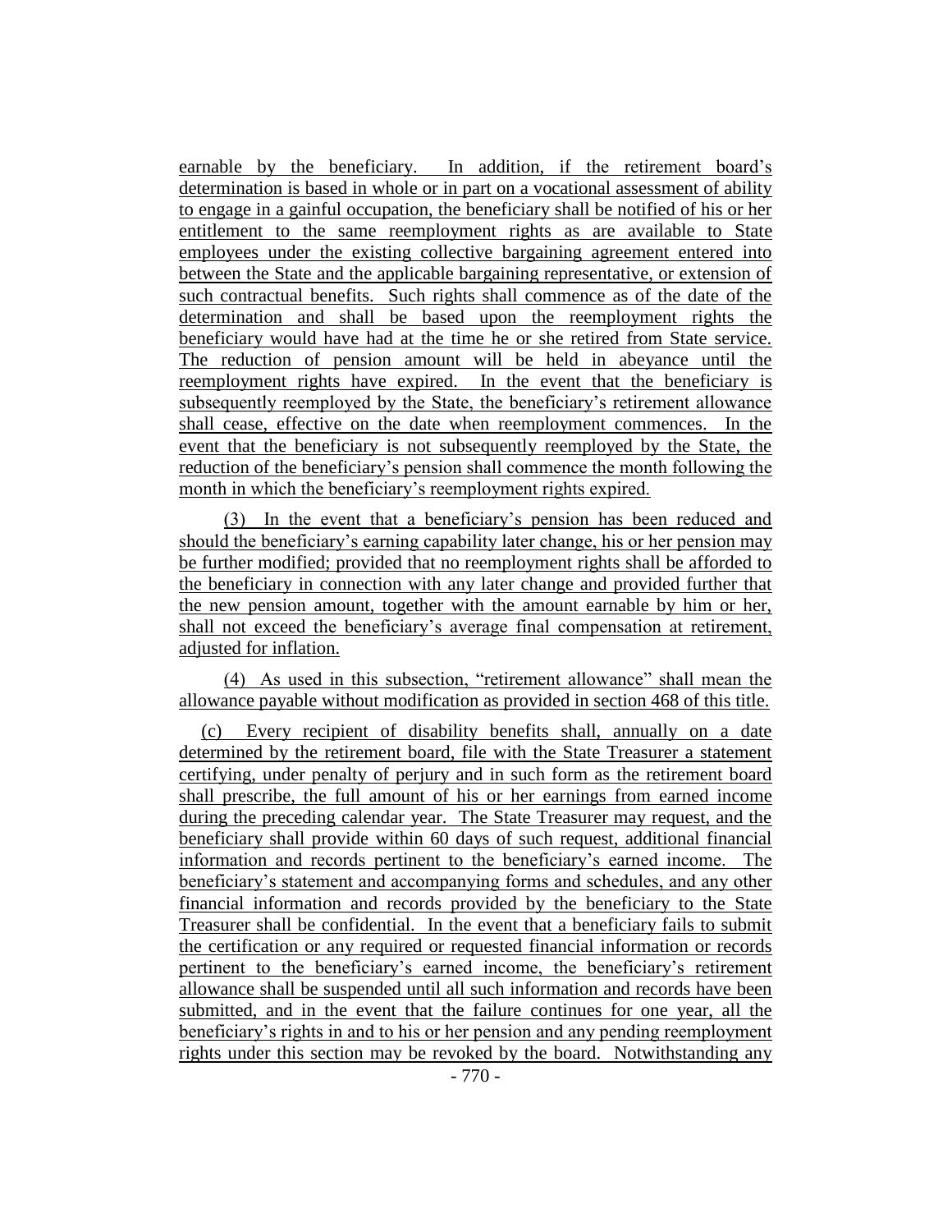earnable by the beneficiary. In addition, if the retirement board's determination is based in whole or in part on a vocational assessment of ability to engage in a gainful occupation, the beneficiary shall be notified of his or her entitlement to the same reemployment rights as are available to State employees under the existing collective bargaining agreement entered into between the State and the applicable bargaining representative, or extension of such contractual benefits. Such rights shall commence as of the date of the determination and shall be based upon the reemployment rights the beneficiary would have had at the time he or she retired from State service. The reduction of pension amount will be held in abeyance until the reemployment rights have expired. In the event that the beneficiary is subsequently reemployed by the State, the beneficiary's retirement allowance shall cease, effective on the date when reemployment commences. In the event that the beneficiary is not subsequently reemployed by the State, the reduction of the beneficiary's pension shall commence the month following the month in which the beneficiary's reemployment rights expired.

(3) In the event that a beneficiary's pension has been reduced and should the beneficiary's earning capability later change, his or her pension may be further modified; provided that no reemployment rights shall be afforded to the beneficiary in connection with any later change and provided further that the new pension amount, together with the amount earnable by him or her, shall not exceed the beneficiary's average final compensation at retirement, adjusted for inflation.

(4) As used in this subsection, "retirement allowance" shall mean the allowance payable without modification as provided in section 468 of this title.

(c) Every recipient of disability benefits shall, annually on a date determined by the retirement board, file with the State Treasurer a statement certifying, under penalty of perjury and in such form as the retirement board shall prescribe, the full amount of his or her earnings from earned income during the preceding calendar year. The State Treasurer may request, and the beneficiary shall provide within 60 days of such request, additional financial information and records pertinent to the beneficiary's earned income. The beneficiary's statement and accompanying forms and schedules, and any other financial information and records provided by the beneficiary to the State Treasurer shall be confidential. In the event that a beneficiary fails to submit the certification or any required or requested financial information or records pertinent to the beneficiary's earned income, the beneficiary's retirement allowance shall be suspended until all such information and records have been submitted, and in the event that the failure continues for one year, all the beneficiary's rights in and to his or her pension and any pending reemployment rights under this section may be revoked by the board. Notwithstanding any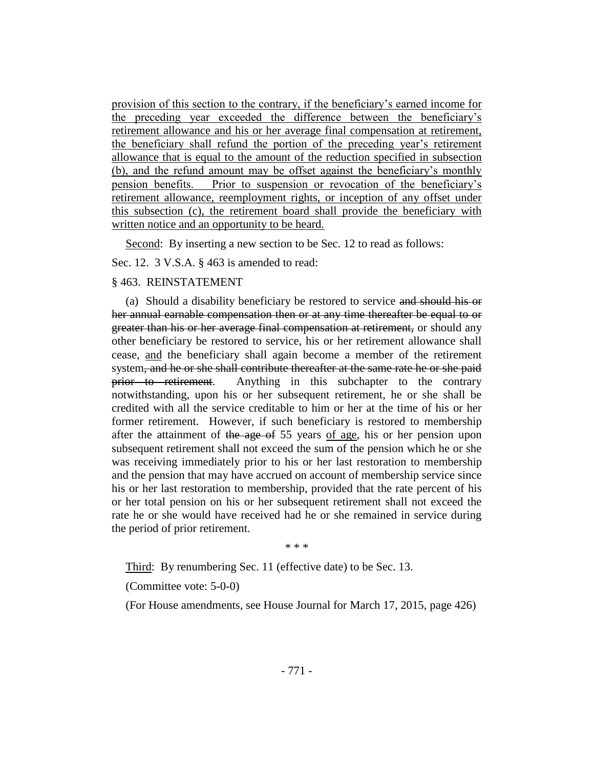provision of this section to the contrary, if the beneficiary's earned income for the preceding year exceeded the difference between the beneficiary's retirement allowance and his or her average final compensation at retirement, the beneficiary shall refund the portion of the preceding year's retirement allowance that is equal to the amount of the reduction specified in subsection (b), and the refund amount may be offset against the beneficiary's monthly pension benefits. Prior to suspension or revocation of the beneficiary's retirement allowance, reemployment rights, or inception of any offset under this subsection (c), the retirement board shall provide the beneficiary with written notice and an opportunity to be heard.

Second: By inserting a new section to be Sec. 12 to read as follows:

Sec. 12. 3 V.S.A. § 463 is amended to read:

§ 463. REINSTATEMENT

(a) Should a disability beneficiary be restored to service ~~and should his or her annual earnable compensation then or at any time thereafter be equal to or greater than his or her average final compensation at retirement,~~ or should any other beneficiary be restored to service, his or her retirement allowance shall cease, and the beneficiary shall again become a member of the retirement system~~, and he or she shall contribute thereafter at the same rate he or she paid prior to retirement~~. Anything in this subchapter to the contrary notwithstanding, upon his or her subsequent retirement, he or she shall be credited with all the service creditable to him or her at the time of his or her former retirement. However, if such beneficiary is restored to membership after the attainment of ~~the age of~~ 55 years of age, his or her pension upon subsequent retirement shall not exceed the sum of the pension which he or she was receiving immediately prior to his or her last restoration to membership and the pension that may have accrued on account of membership service since his or her last restoration to membership, provided that the rate percent of his or her total pension on his or her subsequent retirement shall not exceed the rate he or she would have received had he or she remained in service during the period of prior retirement.

\* \* \*

Third: By renumbering Sec. 11 (effective date) to be Sec. 13.

(Committee vote: 5-0-0)

(For House amendments, see House Journal for March 17, 2015, page 426)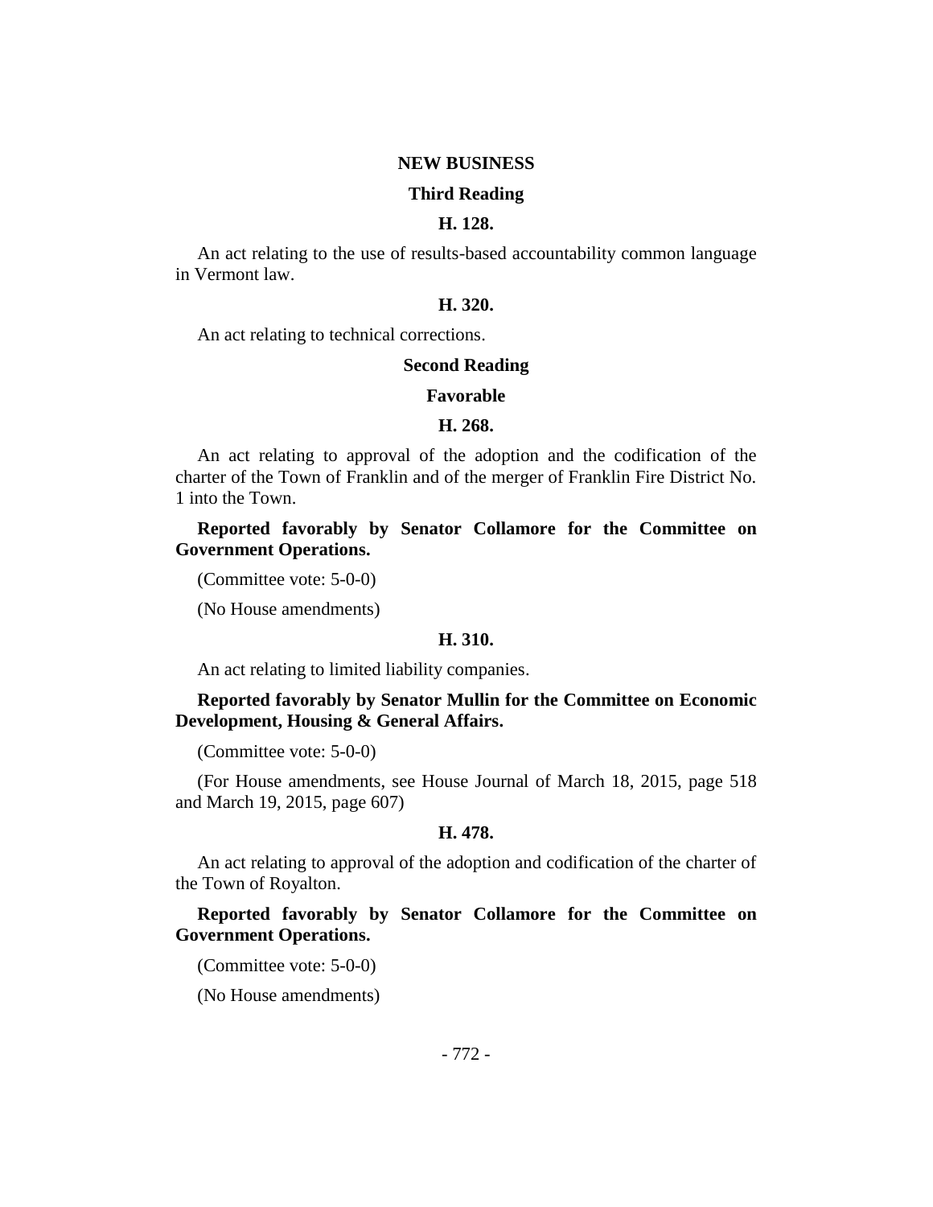## NEW BUSINESS

### Third Reading

### H. 128.

An act relating to the use of results-based accountability common language in Vermont law.

### H. 320.

An act relating to technical corrections.

### Second Reading

### Favorable

### H. 268.

An act relating to approval of the adoption and the codification of the charter of the Town of Franklin and of the merger of Franklin Fire District No. 1 into the Town.

**Reported favorably by Senator Collamore for the Committee on Government Operations.**

(Committee vote: 5-0-0)

(No House amendments)

### H. 310.

An act relating to limited liability companies.

**Reported favorably by Senator Mullin for the Committee on Economic Development, Housing & General Affairs.**

(Committee vote: 5-0-0)

(For House amendments, see House Journal of March 18, 2015, page 518 and March 19, 2015, page 607)

### H. 478.

An act relating to approval of the adoption and codification of the charter of the Town of Royalton.

**Reported favorably by Senator Collamore for the Committee on Government Operations.**

(Committee vote: 5-0-0)

(No House amendments)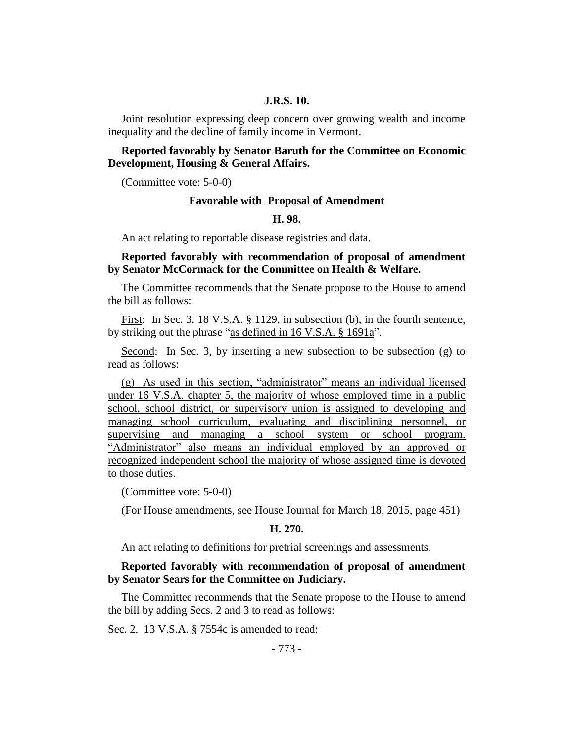**J.R.S. 10.**

Joint resolution expressing deep concern over growing wealth and income inequality and the decline of family income in Vermont.

**Reported favorably by Senator Baruth for the Committee on Economic Development, Housing & General Affairs.**

(Committee vote: 5-0-0)

**Favorable with Proposal of Amendment**

**H. 98.**

An act relating to reportable disease registries and data.

**Reported favorably with recommendation of proposal of amendment by Senator McCormack for the Committee on Health & Welfare.**

The Committee recommends that the Senate propose to the House to amend the bill as follows:

First: In Sec. 3, 18 V.S.A. § 1129, in subsection (b), in the fourth sentence, by striking out the phrase "as defined in 16 V.S.A. § 1691a".

Second: In Sec. 3, by inserting a new subsection to be subsection (g) to read as follows:

(g) As used in this section, "administrator" means an individual licensed under 16 V.S.A. chapter 5, the majority of whose employed time in a public school, school district, or supervisory union is assigned to developing and managing school curriculum, evaluating and disciplining personnel, or supervising and managing a school system or school program. "Administrator" also means an individual employed by an approved or recognized independent school the majority of whose assigned time is devoted to those duties.

(Committee vote: 5-0-0)

(For House amendments, see House Journal for March 18, 2015, page 451)

**H. 270.**

An act relating to definitions for pretrial screenings and assessments.

**Reported favorably with recommendation of proposal of amendment by Senator Sears for the Committee on Judiciary.**

The Committee recommends that the Senate propose to the House to amend the bill by adding Secs. 2 and 3 to read as follows:

Sec. 2. 13 V.S.A. § 7554c is amended to read: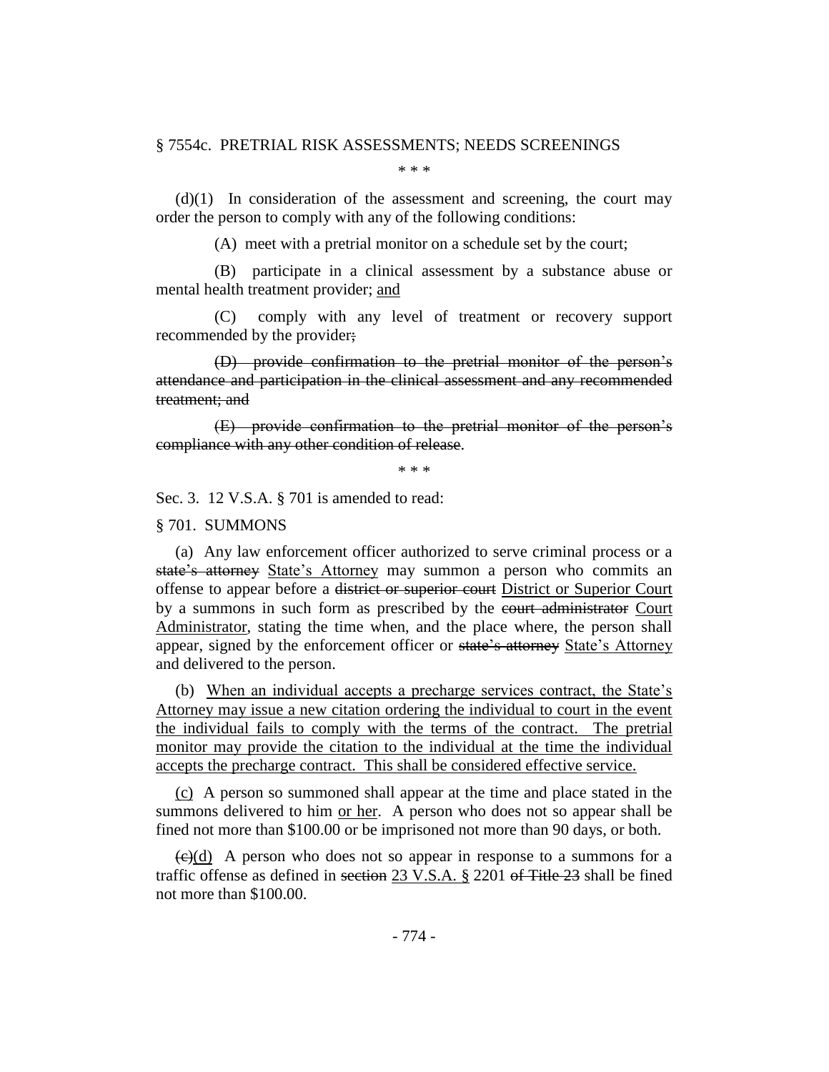§ 7554c. PRETRIAL RISK ASSESSMENTS; NEEDS SCREENINGS

\* \* \*

(d)(1) In consideration of the assessment and screening, the court may order the person to comply with any of the following conditions:

(A) meet with a pretrial monitor on a schedule set by the court;

(B) participate in a clinical assessment by a substance abuse or mental health treatment provider; <u>and</u>

(C) comply with any level of treatment or recovery support recommended by the provider~~;~~

~~(D) provide confirmation to the pretrial monitor of the person's attendance and participation in the clinical assessment and any recommended treatment; and~~

~~(E) provide confirmation to the pretrial monitor of the person's compliance with any other condition of release~~.

\* \* \*

Sec. 3. 12 V.S.A. § 701 is amended to read:

§ 701. SUMMONS

(a) Any law enforcement officer authorized to serve criminal process or a ~~state's attorney~~ <u>State's Attorney</u> may summon a person who commits an offense to appear before a ~~district or superior court~~ <u>District or Superior Court</u> by a summons in such form as prescribed by the ~~court administrator~~ <u>Court Administrator</u>, stating the time when, and the place where, the person shall appear, signed by the enforcement officer or ~~state's attorney~~ <u>State's Attorney</u> and delivered to the person.

(b) <u>When an individual accepts a precharge services contract, the State's Attorney may issue a new citation ordering the individual to court in the event the individual fails to comply with the terms of the contract. The pretrial monitor may provide the citation to the individual at the time the individual accepts the precharge contract. This shall be considered effective service.</u>

<u>(c)</u> A person so summoned shall appear at the time and place stated in the summons delivered to him <u>or her</u>. A person who does not so appear shall be fined not more than $100.00 or be imprisoned not more than 90 days, or both.

~~(c)~~<u>(d)</u> A person who does not so appear in response to a summons for a traffic offense as defined in ~~section~~ <u>23 V.S.A. §</u> 2201 ~~of Title 23~~ shall be fined not more than $100.00.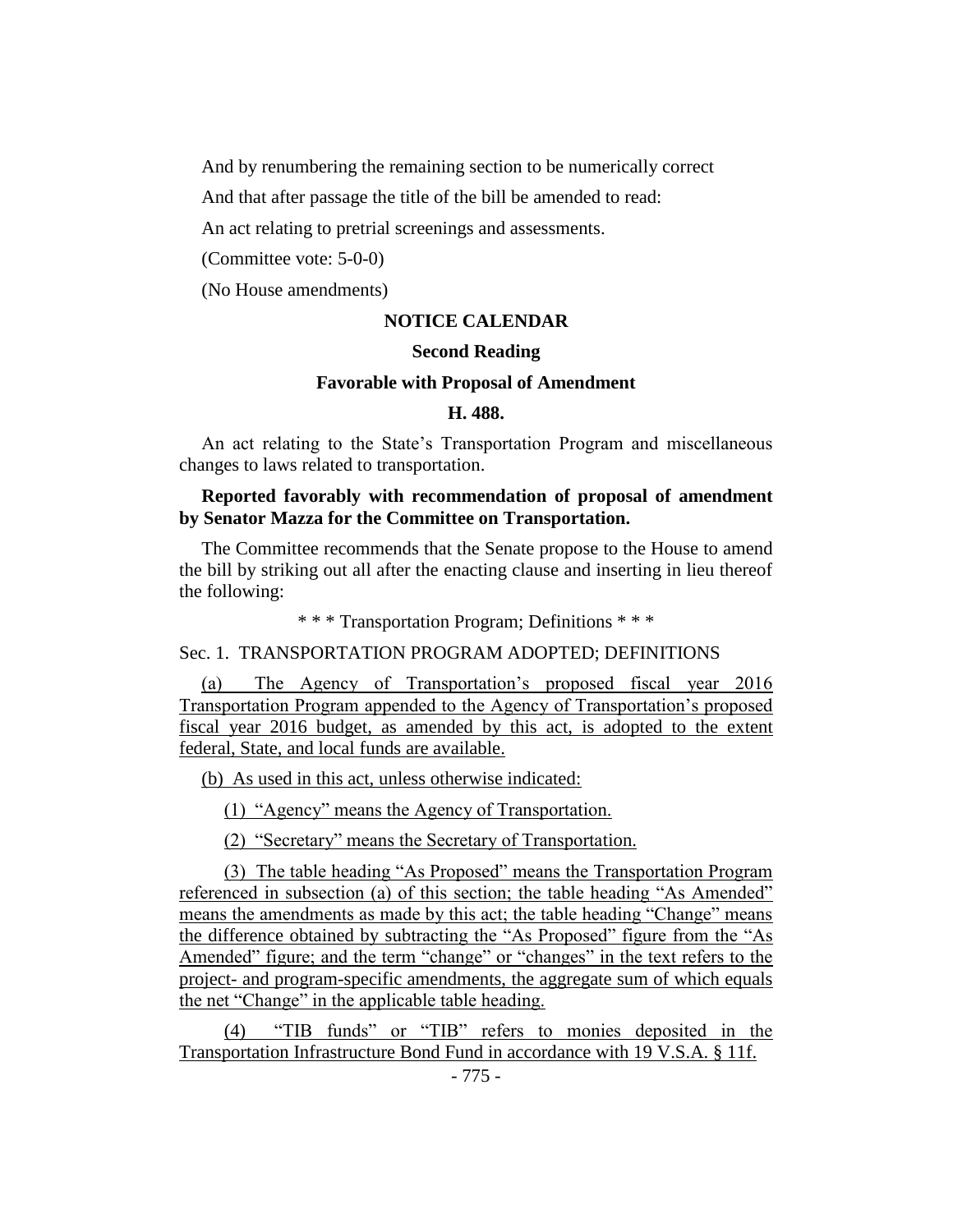And by renumbering the remaining section to be numerically correct

And that after passage the title of the bill be amended to read:

An act relating to pretrial screenings and assessments.

(Committee vote: 5-0-0)

(No House amendments)

## NOTICE CALENDAR

### Second Reading

### Favorable with Proposal of Amendment

### H. 488.

An act relating to the State's Transportation Program and miscellaneous changes to laws related to transportation.

**Reported favorably with recommendation of proposal of amendment by Senator Mazza for the Committee on Transportation.**

The Committee recommends that the Senate propose to the House to amend the bill by striking out all after the enacting clause and inserting in lieu thereof the following:

* * * Transportation Program; Definitions * * *

Sec. 1. TRANSPORTATION PROGRAM ADOPTED; DEFINITIONS

(a) The Agency of Transportation's proposed fiscal year 2016 Transportation Program appended to the Agency of Transportation's proposed fiscal year 2016 budget, as amended by this act, is adopted to the extent federal, State, and local funds are available.

(b) As used in this act, unless otherwise indicated:

(1) "Agency" means the Agency of Transportation.

(2) "Secretary" means the Secretary of Transportation.

(3) The table heading "As Proposed" means the Transportation Program referenced in subsection (a) of this section; the table heading "As Amended" means the amendments as made by this act; the table heading "Change" means the difference obtained by subtracting the "As Proposed" figure from the "As Amended" figure; and the term "change" or "changes" in the text refers to the project- and program-specific amendments, the aggregate sum of which equals the net "Change" in the applicable table heading.

(4) "TIB funds" or "TIB" refers to monies deposited in the Transportation Infrastructure Bond Fund in accordance with 19 V.S.A. § 11f.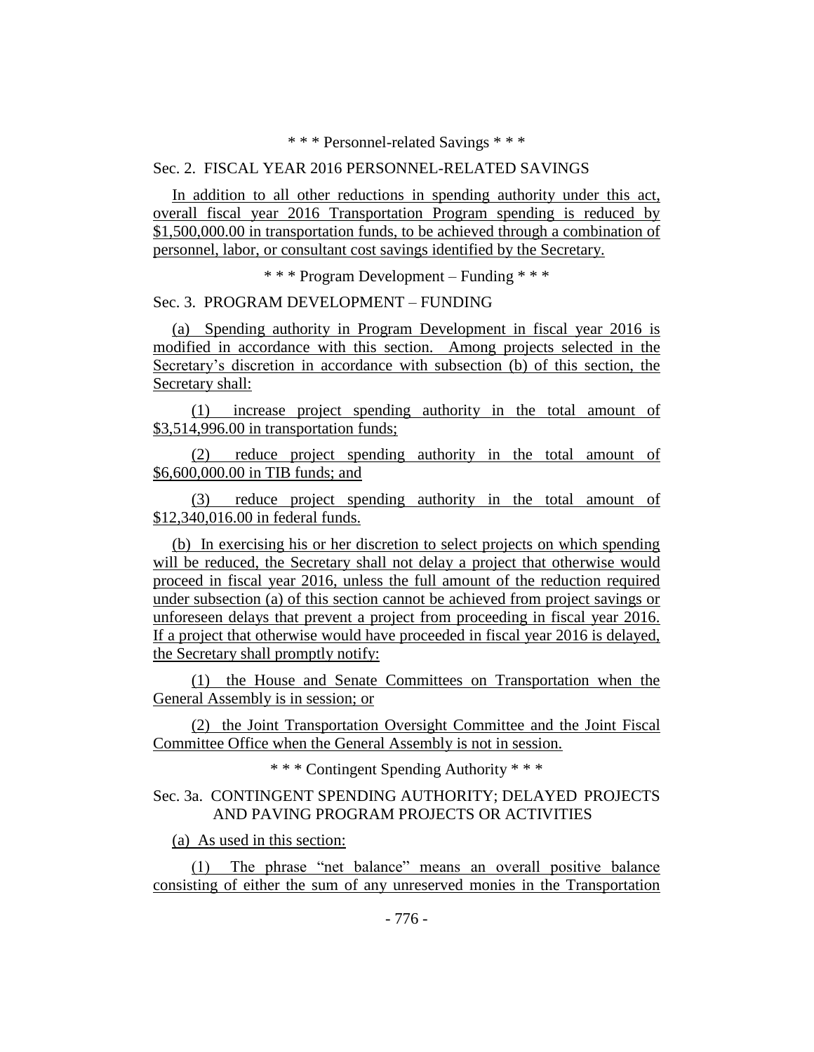\* \* \* Personnel-related Savings \* \* \*

Sec. 2. FISCAL YEAR 2016 PERSONNEL-RELATED SAVINGS

In addition to all other reductions in spending authority under this act, overall fiscal year 2016 Transportation Program spending is reduced by $1,500,000.00 in transportation funds, to be achieved through a combination of personnel, labor, or consultant cost savings identified by the Secretary.

\* \* \* Program Development – Funding \* \* \*

Sec. 3. PROGRAM DEVELOPMENT – FUNDING

(a) Spending authority in Program Development in fiscal year 2016 is modified in accordance with this section. Among projects selected in the Secretary's discretion in accordance with subsection (b) of this section, the Secretary shall:

(1) increase project spending authority in the total amount of $3,514,996.00 in transportation funds;

(2) reduce project spending authority in the total amount of $6,600,000.00 in TIB funds; and

(3) reduce project spending authority in the total amount of $12,340,016.00 in federal funds.

(b) In exercising his or her discretion to select projects on which spending will be reduced, the Secretary shall not delay a project that otherwise would proceed in fiscal year 2016, unless the full amount of the reduction required under subsection (a) of this section cannot be achieved from project savings or unforeseen delays that prevent a project from proceeding in fiscal year 2016. If a project that otherwise would have proceeded in fiscal year 2016 is delayed, the Secretary shall promptly notify:

(1) the House and Senate Committees on Transportation when the General Assembly is in session; or

(2) the Joint Transportation Oversight Committee and the Joint Fiscal Committee Office when the General Assembly is not in session.

\* \* \* Contingent Spending Authority \* \* \*

Sec. 3a. CONTINGENT SPENDING AUTHORITY; DELAYED PROJECTS AND PAVING PROGRAM PROJECTS OR ACTIVITIES

(a) As used in this section:

(1) The phrase "net balance" means an overall positive balance consisting of either the sum of any unreserved monies in the Transportation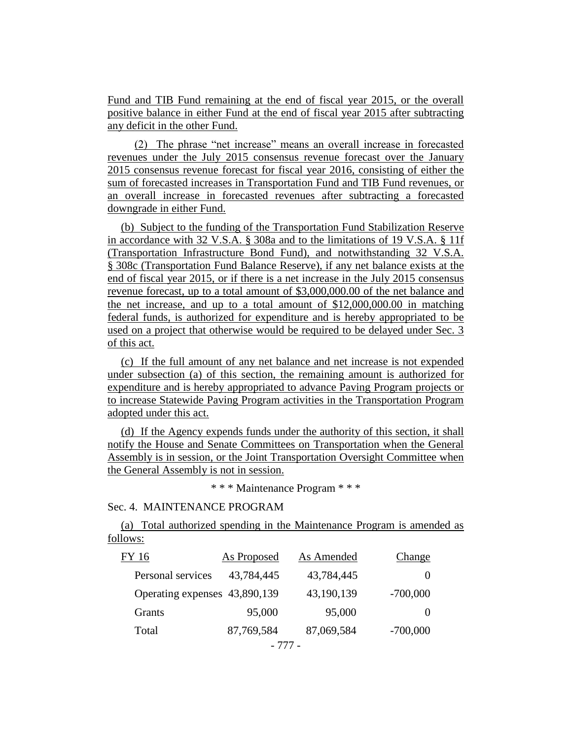Fund and TIB Fund remaining at the end of fiscal year 2015, or the overall positive balance in either Fund at the end of fiscal year 2015 after subtracting any deficit in the other Fund.

(2) The phrase "net increase" means an overall increase in forecasted revenues under the July 2015 consensus revenue forecast over the January 2015 consensus revenue forecast for fiscal year 2016, consisting of either the sum of forecasted increases in Transportation Fund and TIB Fund revenues, or an overall increase in forecasted revenues after subtracting a forecasted downgrade in either Fund.

(b) Subject to the funding of the Transportation Fund Stabilization Reserve in accordance with 32 V.S.A. § 308a and to the limitations of 19 V.S.A. § 11f (Transportation Infrastructure Bond Fund), and notwithstanding 32 V.S.A. § 308c (Transportation Fund Balance Reserve), if any net balance exists at the end of fiscal year 2015, or if there is a net increase in the July 2015 consensus revenue forecast, up to a total amount of $3,000,000.00 of the net balance and the net increase, and up to a total amount of $12,000,000.00 in matching federal funds, is authorized for expenditure and is hereby appropriated to be used on a project that otherwise would be required to be delayed under Sec. 3 of this act.

(c) If the full amount of any net balance and net increase is not expended under subsection (a) of this section, the remaining amount is authorized for expenditure and is hereby appropriated to advance Paving Program projects or to increase Statewide Paving Program activities in the Transportation Program adopted under this act.

(d) If the Agency expends funds under the authority of this section, it shall notify the House and Senate Committees on Transportation when the General Assembly is in session, or the Joint Transportation Oversight Committee when the General Assembly is not in session.

\* \* \* Maintenance Program \* \* \*

Sec. 4. MAINTENANCE PROGRAM

(a) Total authorized spending in the Maintenance Program is amended as follows:

| FY 16 | As Proposed | As Amended | Change |
|---|---|---|---|
| Personal services | 43,784,445 | 43,784,445 | 0 |
| Operating expenses | 43,890,139 | 43,190,139 | -700,000 |
| Grants | 95,000 | 95,000 | 0 |
| Total | 87,769,584 | 87,069,584 | -700,000 |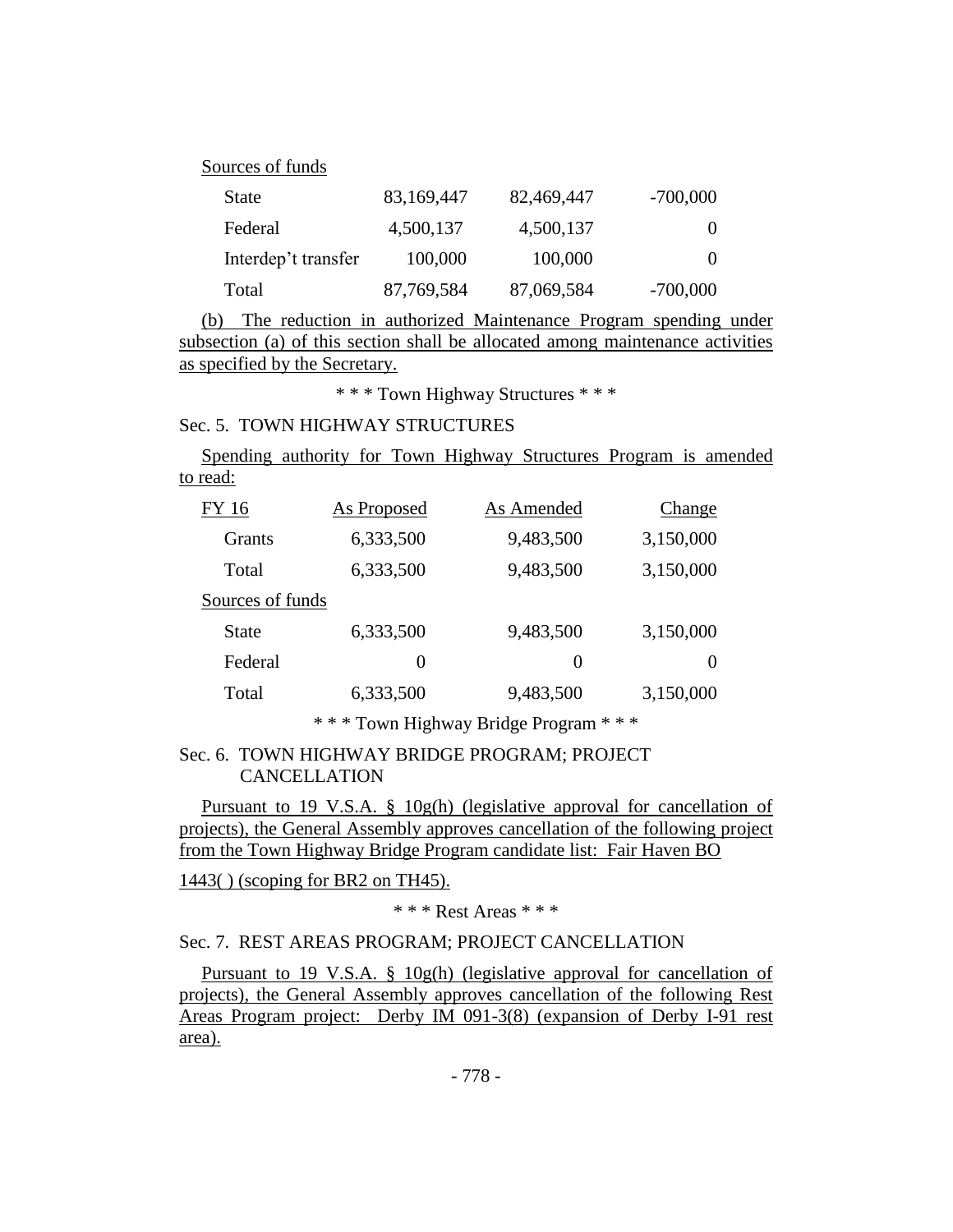| Sources of funds | | | |
|---|---|---|---|
| State | 83,169,447 | 82,469,447 | -700,000 |
| Federal | 4,500,137 | 4,500,137 | 0 |
| Interdep't transfer | 100,000 | 100,000 | 0 |
| Total | 87,769,584 | 87,069,584 | -700,000 |

(b) The reduction in authorized Maintenance Program spending under subsection (a) of this section shall be allocated among maintenance activities as specified by the Secretary.

\* \* \* Town Highway Structures \* \* \*

Sec. 5. TOWN HIGHWAY STRUCTURES

Spending authority for Town Highway Structures Program is amended to read:

| FY 16 | As Proposed | As Amended | Change |
|---|---|---|---|
| Grants | 6,333,500 | 9,483,500 | 3,150,000 |
| Total | 6,333,500 | 9,483,500 | 3,150,000 |
| Sources of funds | | | |
| State | 6,333,500 | 9,483,500 | 3,150,000 |
| Federal | 0 | 0 | 0 |
| Total | 6,333,500 | 9,483,500 | 3,150,000 |

\* \* \* Town Highway Bridge Program \* \* \*

Sec. 6. TOWN HIGHWAY BRIDGE PROGRAM; PROJECT CANCELLATION

Pursuant to 19 V.S.A. § 10g(h) (legislative approval for cancellation of projects), the General Assembly approves cancellation of the following project from the Town Highway Bridge Program candidate list: Fair Haven BO 1443( ) (scoping for BR2 on TH45).

\* \* \* Rest Areas \* \* \*

Sec. 7. REST AREAS PROGRAM; PROJECT CANCELLATION

Pursuant to 19 V.S.A. § 10g(h) (legislative approval for cancellation of projects), the General Assembly approves cancellation of the following Rest Areas Program project: Derby IM 091-3(8) (expansion of Derby I-91 rest area).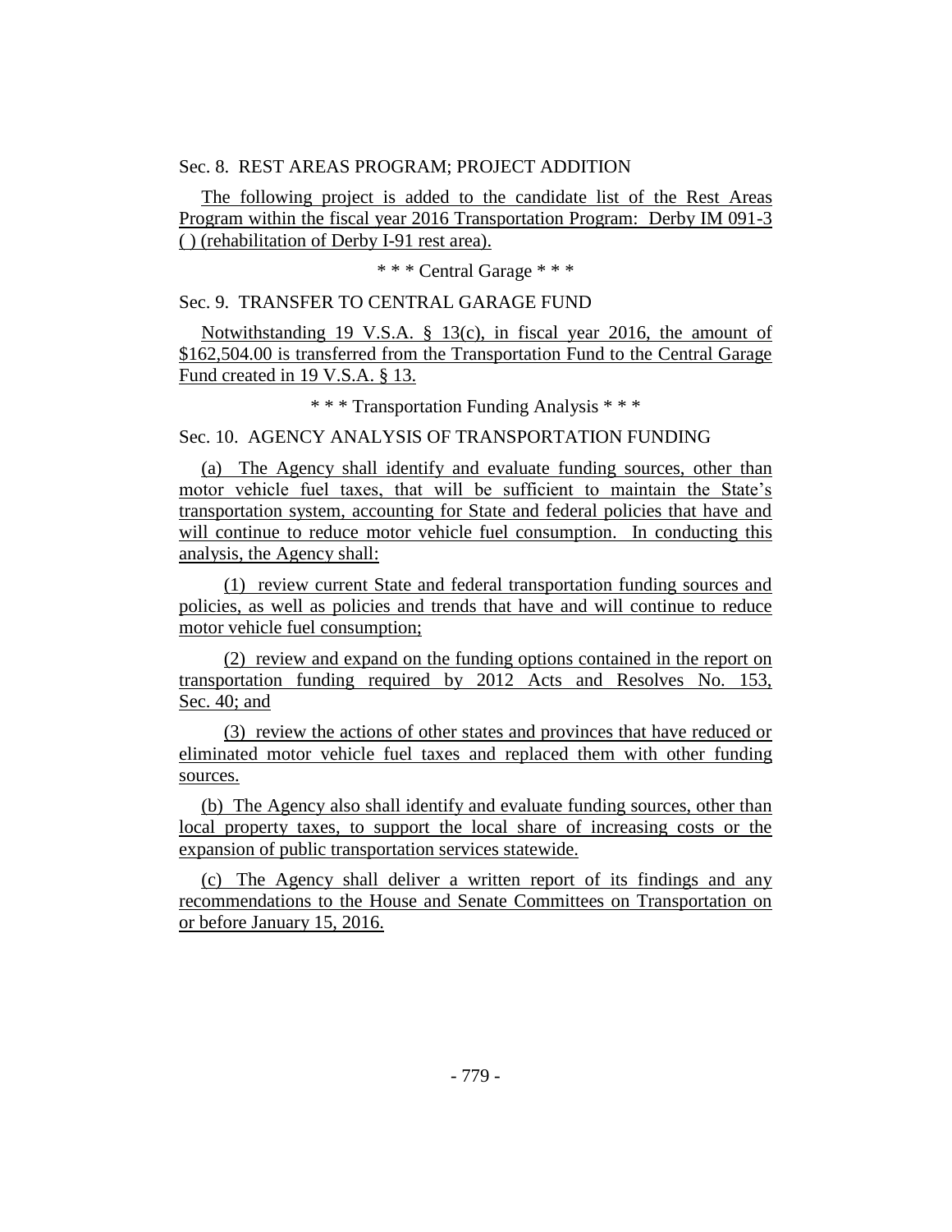Sec. 8. REST AREAS PROGRAM; PROJECT ADDITION

The following project is added to the candidate list of the Rest Areas Program within the fiscal year 2016 Transportation Program: Derby IM 091-3 ( ) (rehabilitation of Derby I-91 rest area).

\* \* \* Central Garage \* \* \*

Sec. 9. TRANSFER TO CENTRAL GARAGE FUND

Notwithstanding 19 V.S.A. § 13(c), in fiscal year 2016, the amount of $162,504.00 is transferred from the Transportation Fund to the Central Garage Fund created in 19 V.S.A. § 13.

\* \* \* Transportation Funding Analysis \* \* \*

Sec. 10. AGENCY ANALYSIS OF TRANSPORTATION FUNDING

(a) The Agency shall identify and evaluate funding sources, other than motor vehicle fuel taxes, that will be sufficient to maintain the State's transportation system, accounting for State and federal policies that have and will continue to reduce motor vehicle fuel consumption. In conducting this analysis, the Agency shall:

(1) review current State and federal transportation funding sources and policies, as well as policies and trends that have and will continue to reduce motor vehicle fuel consumption;

(2) review and expand on the funding options contained in the report on transportation funding required by 2012 Acts and Resolves No. 153, Sec. 40; and

(3) review the actions of other states and provinces that have reduced or eliminated motor vehicle fuel taxes and replaced them with other funding sources.

(b) The Agency also shall identify and evaluate funding sources, other than local property taxes, to support the local share of increasing costs or the expansion of public transportation services statewide.

(c) The Agency shall deliver a written report of its findings and any recommendations to the House and Senate Committees on Transportation on or before January 15, 2016.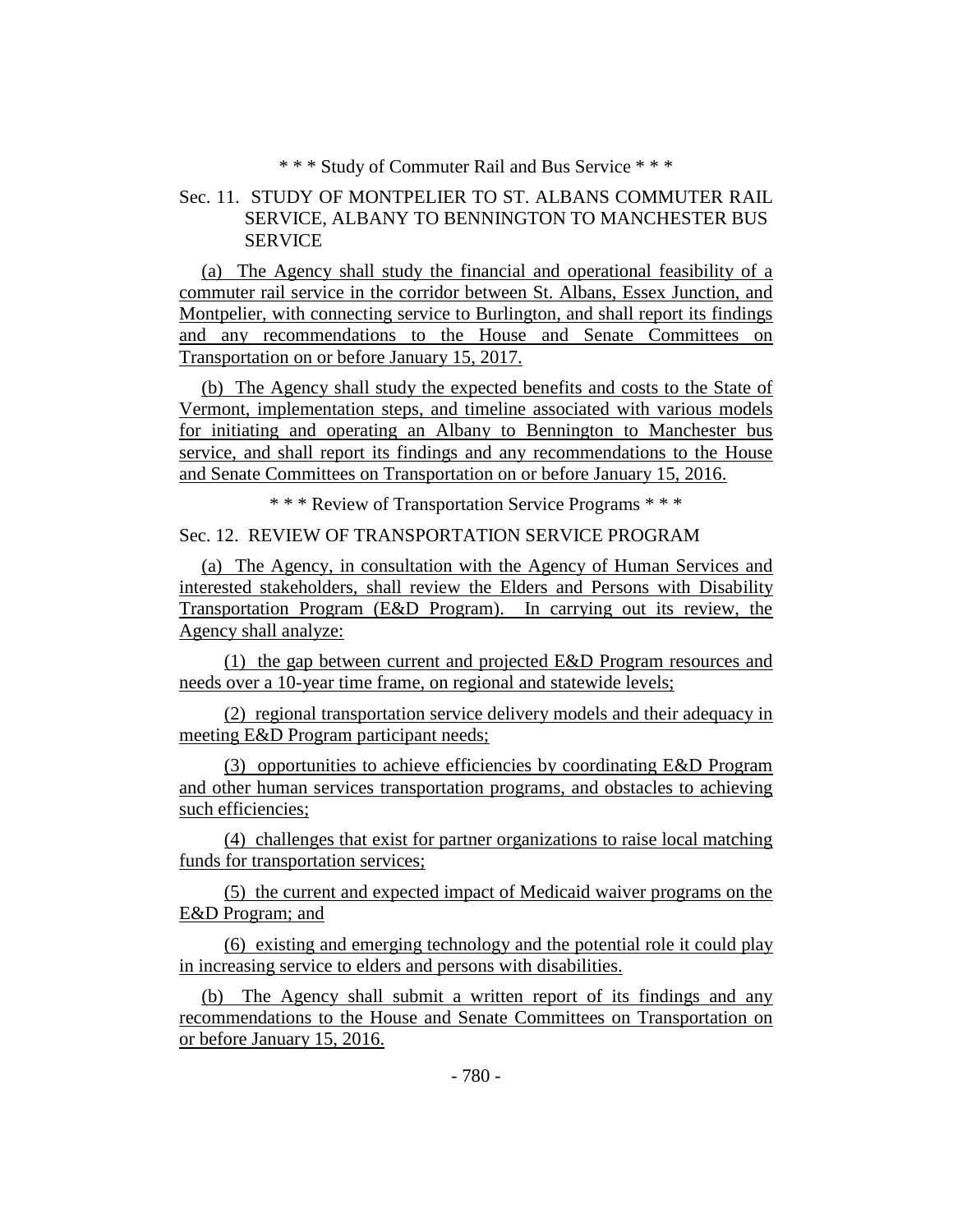\* \* \* Study of Commuter Rail and Bus Service \* \* \*

Sec. 11. STUDY OF MONTPELIER TO ST. ALBANS COMMUTER RAIL SERVICE, ALBANY TO BENNINGTON TO MANCHESTER BUS SERVICE

(a) The Agency shall study the financial and operational feasibility of a commuter rail service in the corridor between St. Albans, Essex Junction, and Montpelier, with connecting service to Burlington, and shall report its findings and any recommendations to the House and Senate Committees on Transportation on or before January 15, 2017.

(b) The Agency shall study the expected benefits and costs to the State of Vermont, implementation steps, and timeline associated with various models for initiating and operating an Albany to Bennington to Manchester bus service, and shall report its findings and any recommendations to the House and Senate Committees on Transportation on or before January 15, 2016.

\* \* \* Review of Transportation Service Programs \* \* \*

Sec. 12. REVIEW OF TRANSPORTATION SERVICE PROGRAM

(a) The Agency, in consultation with the Agency of Human Services and interested stakeholders, shall review the Elders and Persons with Disability Transportation Program (E&D Program). In carrying out its review, the Agency shall analyze:

(1) the gap between current and projected E&D Program resources and needs over a 10-year time frame, on regional and statewide levels;

(2) regional transportation service delivery models and their adequacy in meeting E&D Program participant needs;

(3) opportunities to achieve efficiencies by coordinating E&D Program and other human services transportation programs, and obstacles to achieving such efficiencies;

(4) challenges that exist for partner organizations to raise local matching funds for transportation services;

(5) the current and expected impact of Medicaid waiver programs on the E&D Program; and

(6) existing and emerging technology and the potential role it could play in increasing service to elders and persons with disabilities.

(b) The Agency shall submit a written report of its findings and any recommendations to the House and Senate Committees on Transportation on or before January 15, 2016.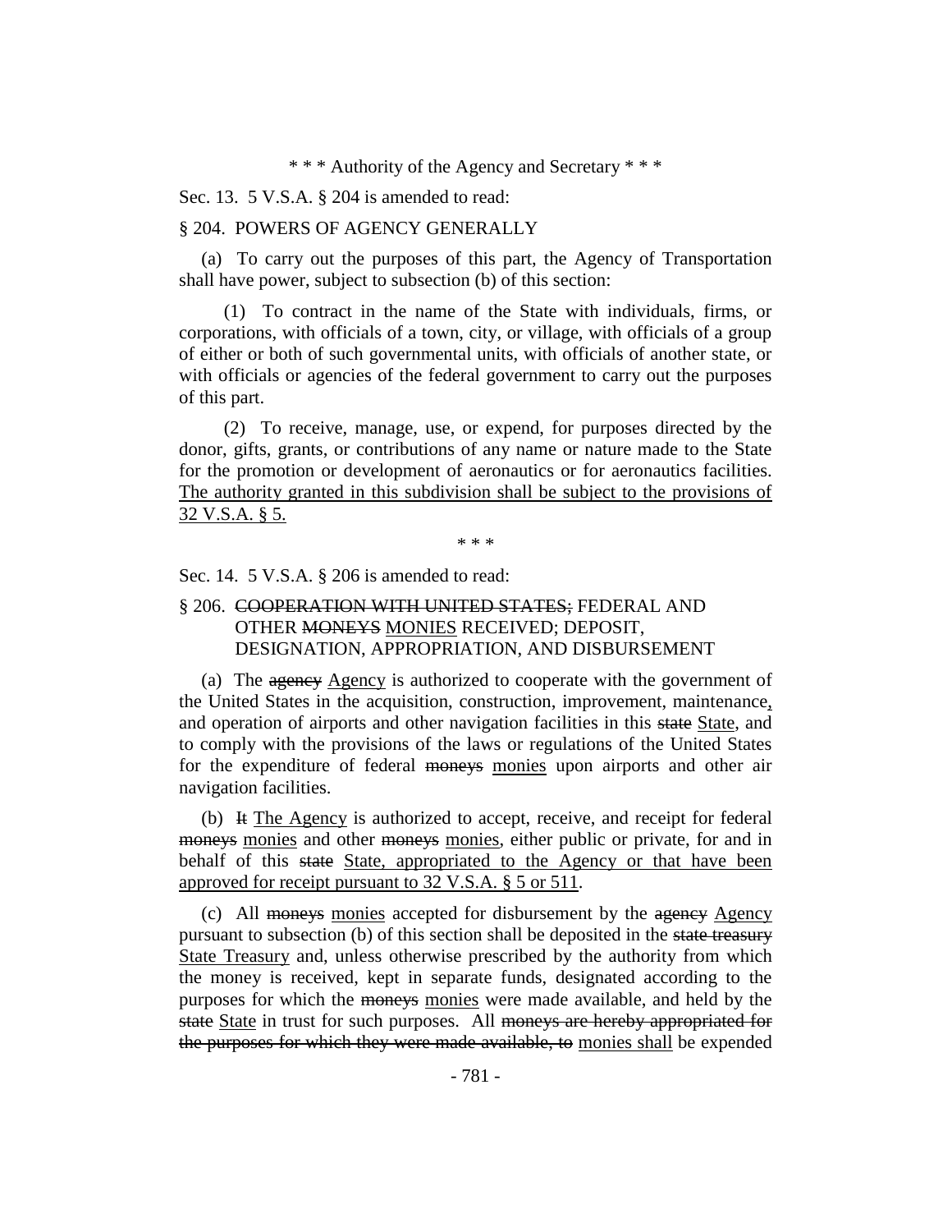\* \* \* Authority of the Agency and Secretary \* \* \*

Sec. 13. 5 V.S.A. § 204 is amended to read:

§ 204. POWERS OF AGENCY GENERALLY

(a) To carry out the purposes of this part, the Agency of Transportation shall have power, subject to subsection (b) of this section:

(1) To contract in the name of the State with individuals, firms, or corporations, with officials of a town, city, or village, with officials of a group of either or both of such governmental units, with officials of another state, or with officials or agencies of the federal government to carry out the purposes of this part.

(2) To receive, manage, use, or expend, for purposes directed by the donor, gifts, grants, or contributions of any name or nature made to the State for the promotion or development of aeronautics or for aeronautics facilities. <u>The authority granted in this subdivision shall be subject to the provisions of 32 V.S.A. § 5.</u>

\* \* \*

Sec. 14. 5 V.S.A. § 206 is amended to read:

§ 206. ~~COOPERATION WITH UNITED STATES;~~ FEDERAL AND OTHER ~~MONEYS~~ <u>MONIES</u> RECEIVED; DEPOSIT, DESIGNATION, APPROPRIATION, AND DISBURSEMENT

(a) The ~~agency~~ <u>Agency</u> is authorized to cooperate with the government of the United States in the acquisition, construction, improvement, maintenance<u>,</u> and operation of airports and other navigation facilities in this ~~state~~ <u>State</u>, and to comply with the provisions of the laws or regulations of the United States for the expenditure of federal ~~moneys~~ <u>monies</u> upon airports and other air navigation facilities.

(b) ~~It~~ <u>The Agency</u> is authorized to accept, receive, and receipt for federal ~~moneys~~ <u>monies</u> and other ~~moneys~~ <u>monies</u>, either public or private, for and in behalf of this ~~state~~ <u>State, appropriated to the Agency or that have been approved for receipt pursuant to 32 V.S.A. § 5 or 511</u>.

(c) All ~~moneys~~ <u>monies</u> accepted for disbursement by the ~~agency~~ <u>Agency</u> pursuant to subsection (b) of this section shall be deposited in the ~~state treasury~~ <u>State Treasury</u> and, unless otherwise prescribed by the authority from which the money is received, kept in separate funds, designated according to the purposes for which the ~~moneys~~ <u>monies</u> were made available, and held by the ~~state~~ <u>State</u> in trust for such purposes. All ~~moneys are hereby appropriated for the purposes for which they were made available, to~~ <u>monies shall</u> be expended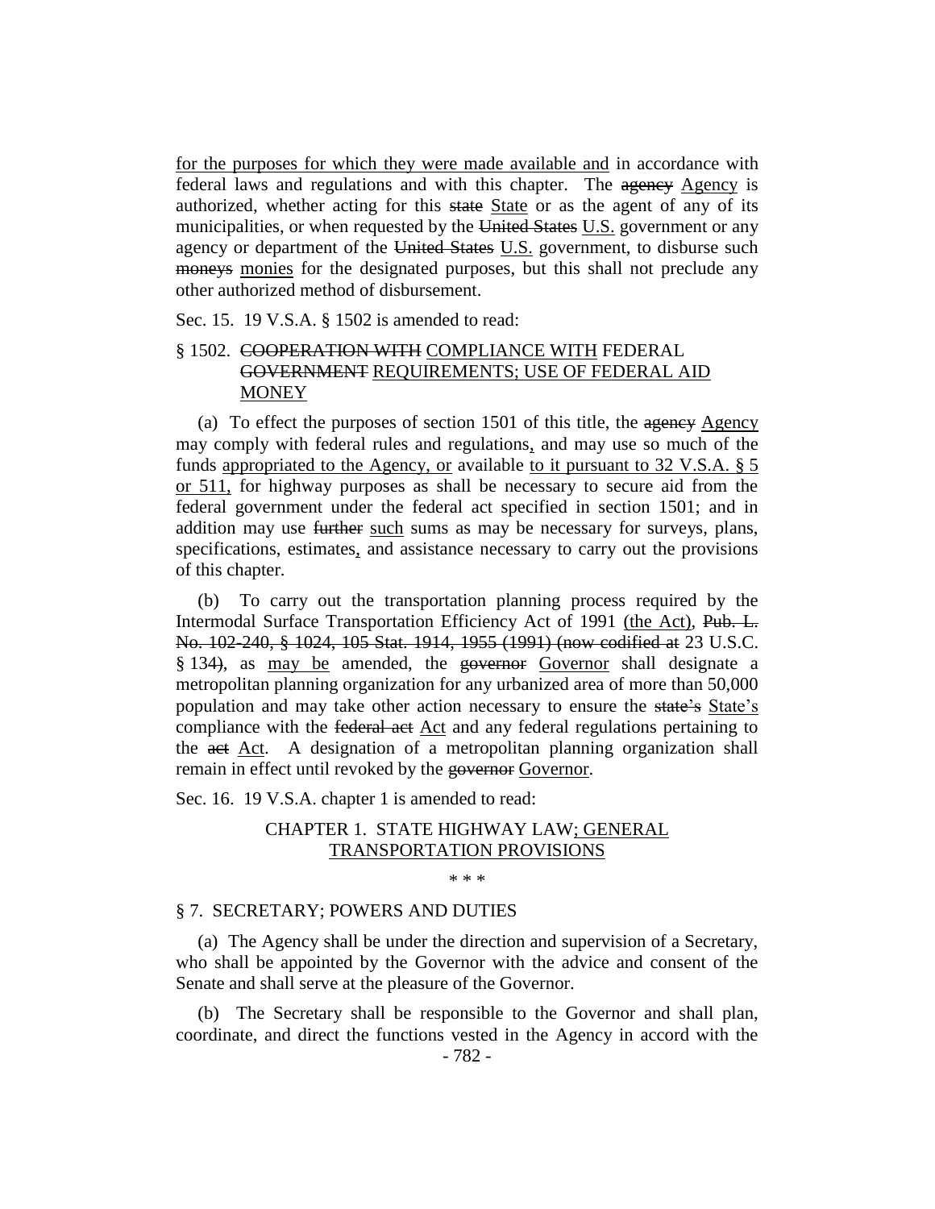for the purposes for which they were made available and in accordance with federal laws and regulations and with this chapter. The ~~agency~~ Agency is authorized, whether acting for this ~~state~~ State or as the agent of any of its municipalities, or when requested by the ~~United States~~ U.S. government or any agency or department of the ~~United States~~ U.S. government, to disburse such ~~moneys~~ monies for the designated purposes, but this shall not preclude any other authorized method of disbursement.

Sec. 15. 19 V.S.A. § 1502 is amended to read:

§ 1502. ~~COOPERATION WITH~~ COMPLIANCE WITH FEDERAL ~~GOVERNMENT~~ REQUIREMENTS; USE OF FEDERAL AID MONEY

(a) To effect the purposes of section 1501 of this title, the ~~agency~~ Agency may comply with federal rules and regulations, and may use so much of the funds appropriated to the Agency, or available to it pursuant to 32 V.S.A. § 5 or 511, for highway purposes as shall be necessary to secure aid from the federal government under the federal act specified in section 1501; and in addition may use ~~further~~ such sums as may be necessary for surveys, plans, specifications, estimates, and assistance necessary to carry out the provisions of this chapter.

(b) To carry out the transportation planning process required by the Intermodal Surface Transportation Efficiency Act of 1991 (the Act), ~~Pub. L. No. 102-240, § 1024, 105 Stat. 1914, 1955 (1991) (now codified at~~ 23 U.S.C. § 134~~)~~, as may be amended, the ~~governor~~ Governor shall designate a metropolitan planning organization for any urbanized area of more than 50,000 population and may take other action necessary to ensure the ~~state's~~ State's compliance with the ~~federal act~~ Act and any federal regulations pertaining to the ~~act~~ Act. A designation of a metropolitan planning organization shall remain in effect until revoked by the ~~governor~~ Governor.

Sec. 16. 19 V.S.A. chapter 1 is amended to read:

CHAPTER 1. STATE HIGHWAY LAW; GENERAL TRANSPORTATION PROVISIONS

\* \* \*

§ 7. SECRETARY; POWERS AND DUTIES

(a) The Agency shall be under the direction and supervision of a Secretary, who shall be appointed by the Governor with the advice and consent of the Senate and shall serve at the pleasure of the Governor.

(b) The Secretary shall be responsible to the Governor and shall plan, coordinate, and direct the functions vested in the Agency in accord with the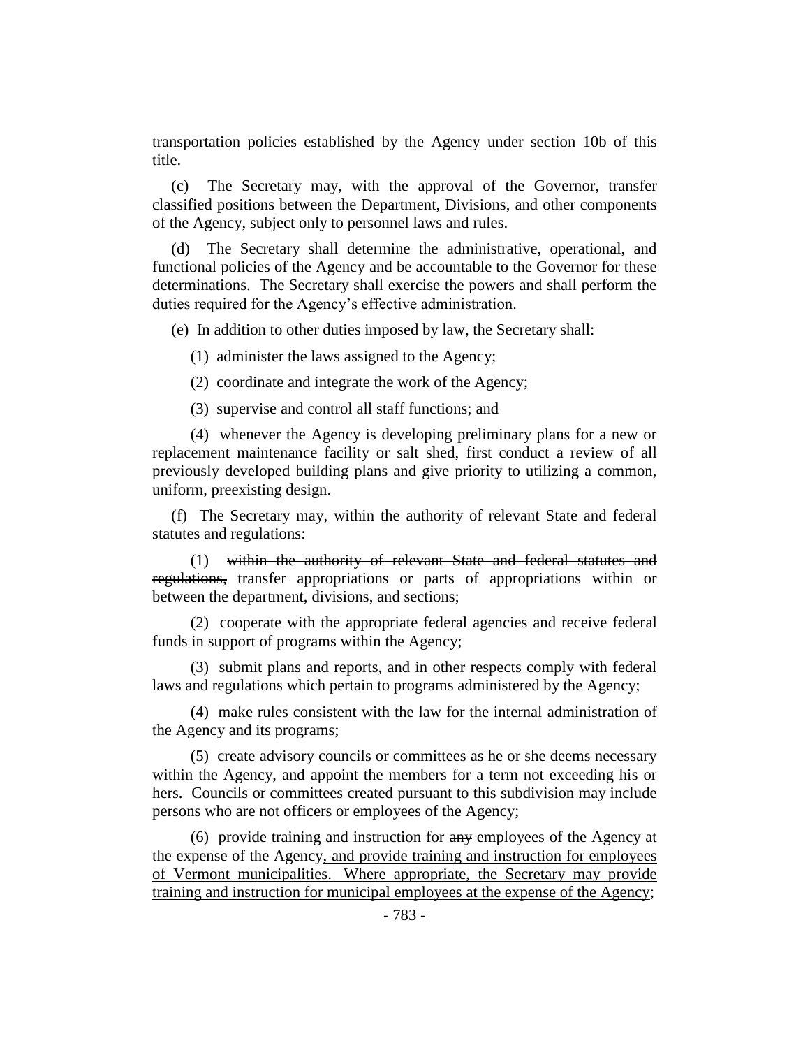transportation policies established ~~by the Agency~~ under ~~section 10b of~~ this title.

(c) The Secretary may, with the approval of the Governor, transfer classified positions between the Department, Divisions, and other components of the Agency, subject only to personnel laws and rules.

(d) The Secretary shall determine the administrative, operational, and functional policies of the Agency and be accountable to the Governor for these determinations. The Secretary shall exercise the powers and shall perform the duties required for the Agency's effective administration.

(e) In addition to other duties imposed by law, the Secretary shall:

(1) administer the laws assigned to the Agency;

(2) coordinate and integrate the work of the Agency;

(3) supervise and control all staff functions; and

(4) whenever the Agency is developing preliminary plans for a new or replacement maintenance facility or salt shed, first conduct a review of all previously developed building plans and give priority to utilizing a common, uniform, preexisting design.

(f) The Secretary may<u>, within the authority of relevant State and federal statutes and regulations</u>:

(1) ~~within the authority of relevant State and federal statutes and regulations,~~ transfer appropriations or parts of appropriations within or between the department, divisions, and sections;

(2) cooperate with the appropriate federal agencies and receive federal funds in support of programs within the Agency;

(3) submit plans and reports, and in other respects comply with federal laws and regulations which pertain to programs administered by the Agency;

(4) make rules consistent with the law for the internal administration of the Agency and its programs;

(5) create advisory councils or committees as he or she deems necessary within the Agency, and appoint the members for a term not exceeding his or hers. Councils or committees created pursuant to this subdivision may include persons who are not officers or employees of the Agency;

(6) provide training and instruction for ~~any~~ employees of the Agency at the expense of the Agency<u>, and provide training and instruction for employees of Vermont municipalities. Where appropriate, the Secretary may provide training and instruction for municipal employees at the expense of the Agency</u>;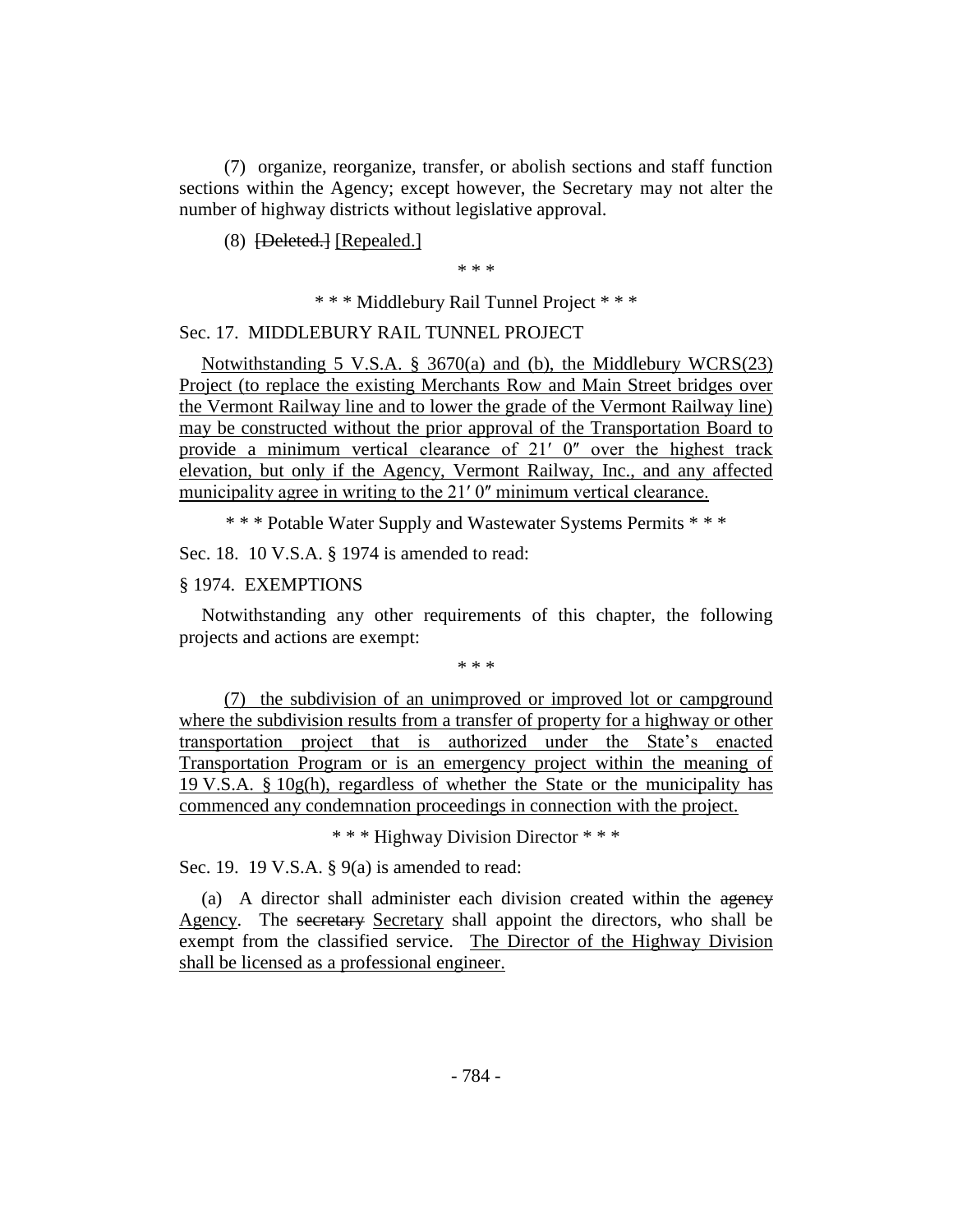(7) organize, reorganize, transfer, or abolish sections and staff function sections within the Agency; except however, the Secretary may not alter the number of highway districts without legislative approval.

(8) ~~[Deleted.]~~ [Repealed.]

\* \* \*

\* \* \* Middlebury Rail Tunnel Project \* \* \*

Sec. 17. MIDDLEBURY RAIL TUNNEL PROJECT

Notwithstanding 5 V.S.A. § 3670(a) and (b), the Middlebury WCRS(23) Project (to replace the existing Merchants Row and Main Street bridges over the Vermont Railway line and to lower the grade of the Vermont Railway line) may be constructed without the prior approval of the Transportation Board to provide a minimum vertical clearance of 21′ 0″ over the highest track elevation, but only if the Agency, Vermont Railway, Inc., and any affected municipality agree in writing to the 21′ 0″ minimum vertical clearance.

\* \* \* Potable Water Supply and Wastewater Systems Permits \* \* \*

Sec. 18. 10 V.S.A. § 1974 is amended to read:

§ 1974. EXEMPTIONS

Notwithstanding any other requirements of this chapter, the following projects and actions are exempt:

\* \* \*

(7) the subdivision of an unimproved or improved lot or campground where the subdivision results from a transfer of property for a highway or other transportation project that is authorized under the State's enacted Transportation Program or is an emergency project within the meaning of 19 V.S.A. § 10g(h), regardless of whether the State or the municipality has commenced any condemnation proceedings in connection with the project.

\* \* \* Highway Division Director \* \* \*

Sec. 19. 19 V.S.A. § 9(a) is amended to read:

(a) A director shall administer each division created within the ~~agency~~ Agency. The ~~secretary~~ Secretary shall appoint the directors, who shall be exempt from the classified service. The Director of the Highway Division shall be licensed as a professional engineer.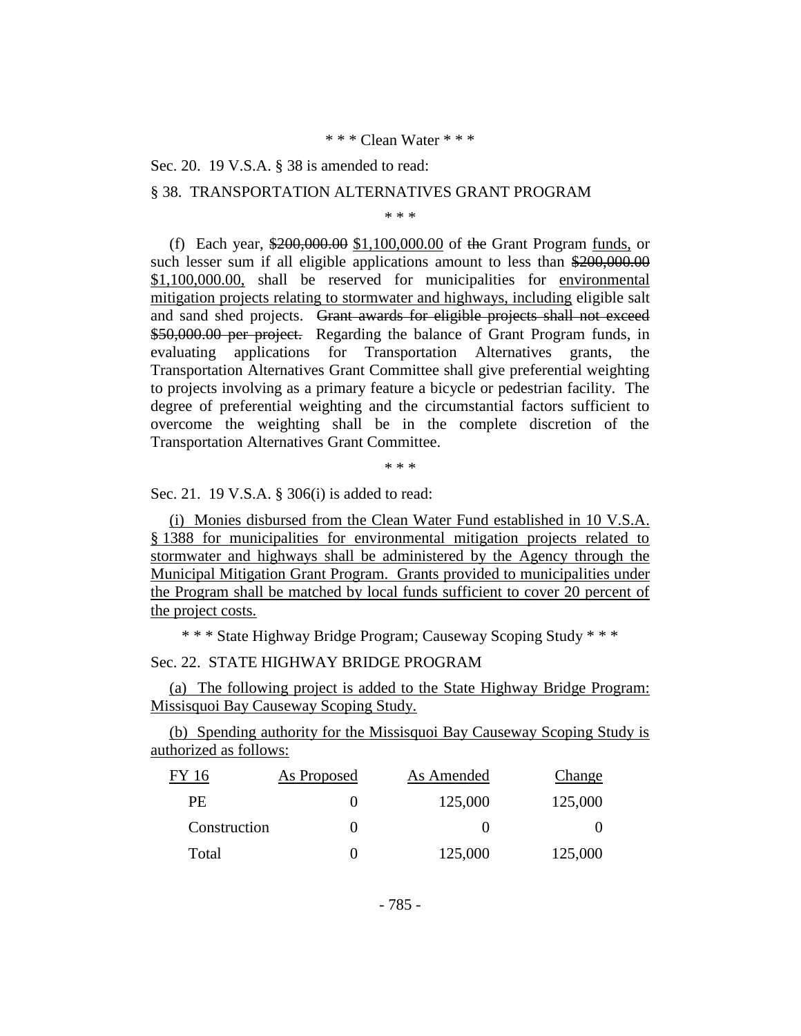\* \* \* Clean Water \* \* \*

Sec. 20. 19 V.S.A. § 38 is amended to read:

§ 38. TRANSPORTATION ALTERNATIVES GRANT PROGRAM

\* \* \*

(f) Each year, ~~$200,000.00~~ $1,100,000.00 of ~~the~~ Grant Program funds, or such lesser sum if all eligible applications amount to less than ~~$200,000.00~~ $1,100,000.00, shall be reserved for municipalities for environmental mitigation projects relating to stormwater and highways, including eligible salt and sand shed projects. ~~Grant awards for eligible projects shall not exceed $50,000.00 per project.~~ Regarding the balance of Grant Program funds, in evaluating applications for Transportation Alternatives grants, the Transportation Alternatives Grant Committee shall give preferential weighting to projects involving as a primary feature a bicycle or pedestrian facility. The degree of preferential weighting and the circumstantial factors sufficient to overcome the weighting shall be in the complete discretion of the Transportation Alternatives Grant Committee.

\* \* \*

Sec. 21. 19 V.S.A. § 306(i) is added to read:

(i) Monies disbursed from the Clean Water Fund established in 10 V.S.A. § 1388 for municipalities for environmental mitigation projects related to stormwater and highways shall be administered by the Agency through the Municipal Mitigation Grant Program. Grants provided to municipalities under the Program shall be matched by local funds sufficient to cover 20 percent of the project costs.

\* \* \* State Highway Bridge Program; Causeway Scoping Study \* \* \*

Sec. 22. STATE HIGHWAY BRIDGE PROGRAM

(a) The following project is added to the State Highway Bridge Program: Missisquoi Bay Causeway Scoping Study.

(b) Spending authority for the Missisquoi Bay Causeway Scoping Study is authorized as follows:

| FY 16 | As Proposed | As Amended | Change |
|---|---|---|---|
| PE | 0 | 125,000 | 125,000 |
| Construction | 0 | 0 | 0 |
| Total | 0 | 125,000 | 125,000 |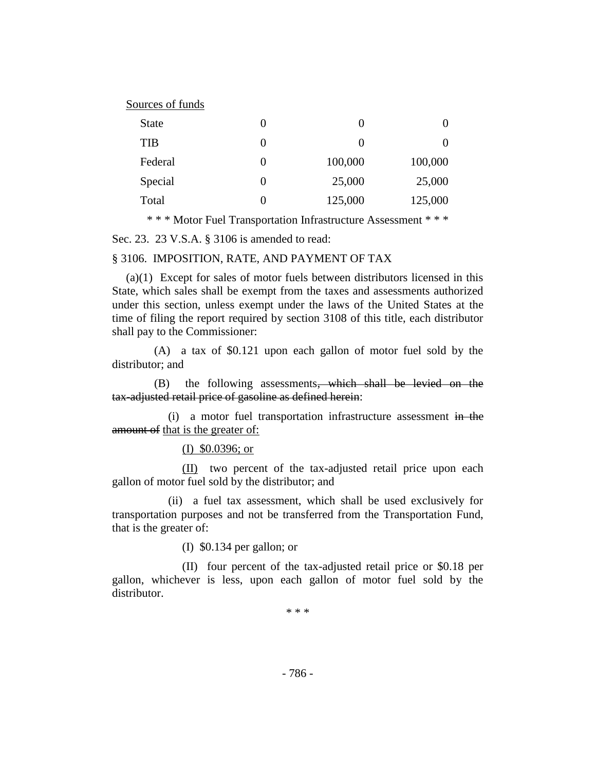<u>Sources of funds</u>

| | | | |
|---|---|---|---|
| State | 0 | 0 | 0 |
| TIB | 0 | 0 | 0 |
| Federal | 0 | 100,000 | 100,000 |
| Special | 0 | 25,000 | 25,000 |
| Total | 0 | 125,000 | 125,000 |

\* \* \* Motor Fuel Transportation Infrastructure Assessment \* \* \*

Sec. 23. 23 V.S.A. § 3106 is amended to read:

§ 3106. IMPOSITION, RATE, AND PAYMENT OF TAX

(a)(1) Except for sales of motor fuels between distributors licensed in this State, which sales shall be exempt from the taxes and assessments authorized under this section, unless exempt under the laws of the United States at the time of filing the report required by section 3108 of this title, each distributor shall pay to the Commissioner:

(A) a tax of $0.121 upon each gallon of motor fuel sold by the distributor; and

(B) the following assessments~~, which shall be levied on the tax-adjusted retail price of gasoline as defined herein~~:

(i) a motor fuel transportation infrastructure assessment ~~in the amount of~~ <u>that is the greater of:</u>

<u>(I) $0.0396; or</u>

<u>(II)</u> two percent of the tax-adjusted retail price upon each gallon of motor fuel sold by the distributor; and

(ii) a fuel tax assessment, which shall be used exclusively for transportation purposes and not be transferred from the Transportation Fund, that is the greater of:

(I) $0.134 per gallon; or

(II) four percent of the tax-adjusted retail price or $0.18 per gallon, whichever is less, upon each gallon of motor fuel sold by the distributor.

\* \* \*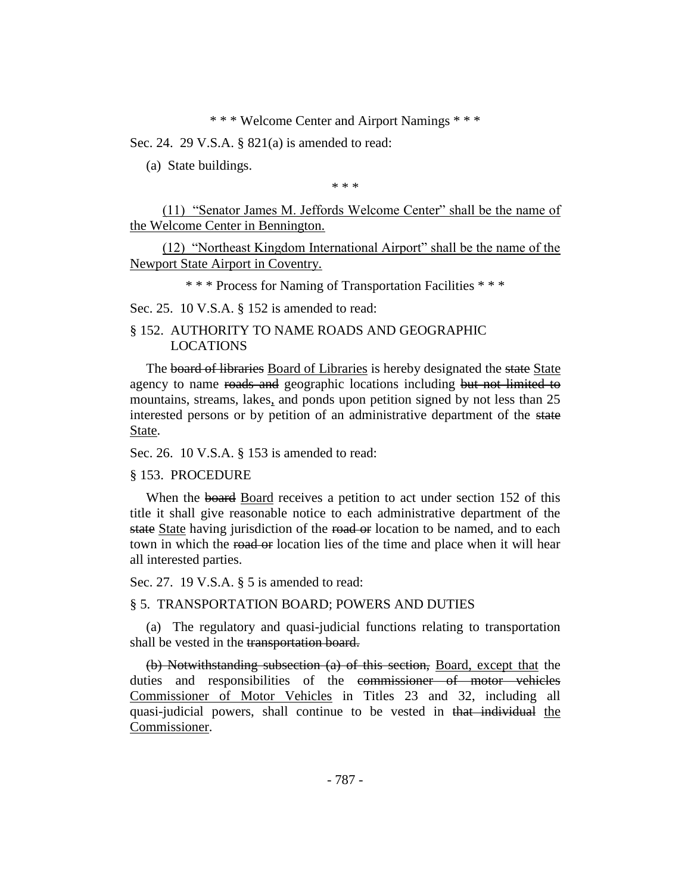\* \* \* Welcome Center and Airport Namings \* \* \*

Sec. 24. 29 V.S.A. § 821(a) is amended to read:

(a) State buildings.

\* \* \*

(11) "Senator James M. Jeffords Welcome Center" shall be the name of the Welcome Center in Bennington.

(12) "Northeast Kingdom International Airport" shall be the name of the Newport State Airport in Coventry.

\* \* \* Process for Naming of Transportation Facilities \* \* \*

Sec. 25. 10 V.S.A. § 152 is amended to read:

§ 152. AUTHORITY TO NAME ROADS AND GEOGRAPHIC LOCATIONS

The ~~board of libraries~~ Board of Libraries is hereby designated the ~~state~~ State agency to name ~~roads and~~ geographic locations including ~~but not limited to~~ mountains, streams, lakes, and ponds upon petition signed by not less than 25 interested persons or by petition of an administrative department of the ~~state~~ State.

Sec. 26. 10 V.S.A. § 153 is amended to read:

§ 153. PROCEDURE

When the ~~board~~ Board receives a petition to act under section 152 of this title it shall give reasonable notice to each administrative department of the ~~state~~ State having jurisdiction of the ~~road or~~ location to be named, and to each town in which the ~~road or~~ location lies of the time and place when it will hear all interested parties.

Sec. 27. 19 V.S.A. § 5 is amended to read:

§ 5. TRANSPORTATION BOARD; POWERS AND DUTIES

(a) The regulatory and quasi-judicial functions relating to transportation shall be vested in the ~~transportation board.~~

~~(b) Notwithstanding subsection (a) of this section,~~ Board, except that the duties and responsibilities of the ~~commissioner of motor vehicles~~ Commissioner of Motor Vehicles in Titles 23 and 32, including all quasi-judicial powers, shall continue to be vested in ~~that individual~~ the Commissioner.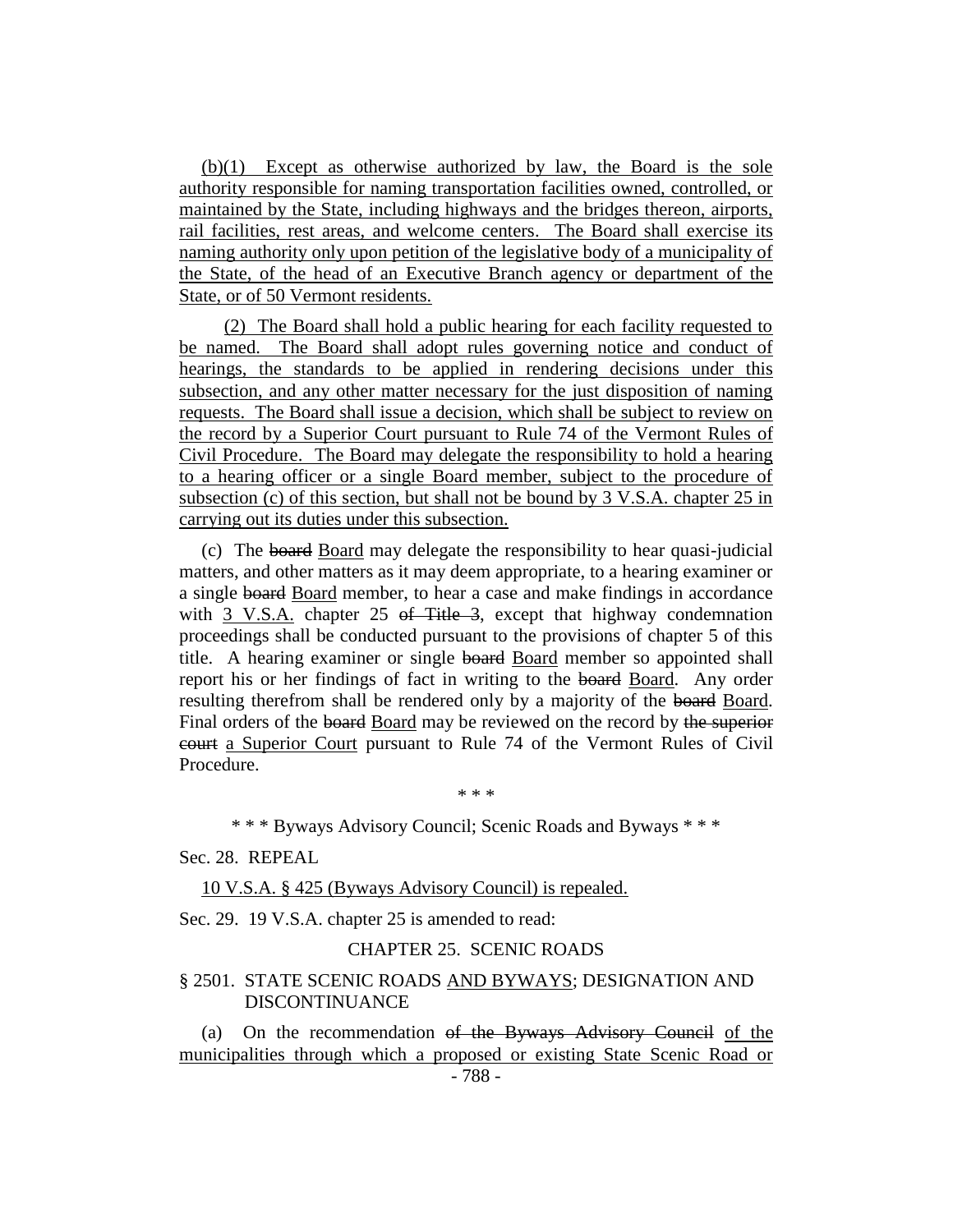(b)(1) Except as otherwise authorized by law, the Board is the sole authority responsible for naming transportation facilities owned, controlled, or maintained by the State, including highways and the bridges thereon, airports, rail facilities, rest areas, and welcome centers. The Board shall exercise its naming authority only upon petition of the legislative body of a municipality of the State, of the head of an Executive Branch agency or department of the State, or of 50 Vermont residents.

(2) The Board shall hold a public hearing for each facility requested to be named. The Board shall adopt rules governing notice and conduct of hearings, the standards to be applied in rendering decisions under this subsection, and any other matter necessary for the just disposition of naming requests. The Board shall issue a decision, which shall be subject to review on the record by a Superior Court pursuant to Rule 74 of the Vermont Rules of Civil Procedure. The Board may delegate the responsibility to hold a hearing to a hearing officer or a single Board member, subject to the procedure of subsection (c) of this section, but shall not be bound by 3 V.S.A. chapter 25 in carrying out its duties under this subsection.

(c) The ~~board~~ Board may delegate the responsibility to hear quasi-judicial matters, and other matters as it may deem appropriate, to a hearing examiner or a single ~~board~~ Board member, to hear a case and make findings in accordance with 3 V.S.A. chapter 25 ~~of Title 3~~, except that highway condemnation proceedings shall be conducted pursuant to the provisions of chapter 5 of this title. A hearing examiner or single ~~board~~ Board member so appointed shall report his or her findings of fact in writing to the ~~board~~ Board. Any order resulting therefrom shall be rendered only by a majority of the ~~board~~ Board. Final orders of the ~~board~~ Board may be reviewed on the record by ~~the superior court~~ a Superior Court pursuant to Rule 74 of the Vermont Rules of Civil Procedure.

\* \* \*

\* \* \* Byways Advisory Council; Scenic Roads and Byways \* \* \*

Sec. 28. REPEAL

10 V.S.A. § 425 (Byways Advisory Council) is repealed.

Sec. 29. 19 V.S.A. chapter 25 is amended to read:

CHAPTER 25. SCENIC ROADS

§ 2501. STATE SCENIC ROADS AND BYWAYS; DESIGNATION AND DISCONTINUANCE

(a) On the recommendation ~~of the Byways Advisory Council~~ of the municipalities through which a proposed or existing State Scenic Road or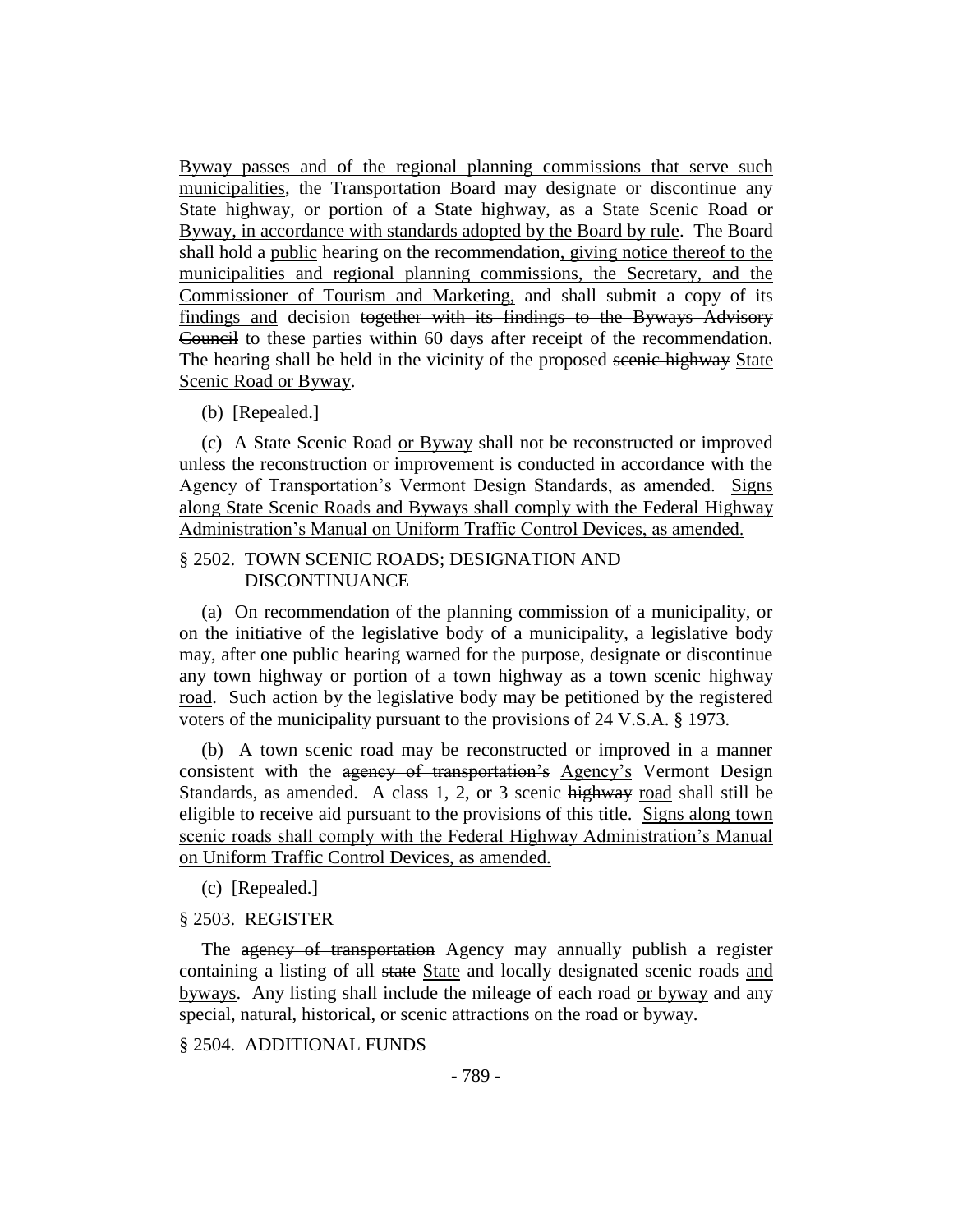Byway passes and of the regional planning commissions that serve such municipalities, the Transportation Board may designate or discontinue any State highway, or portion of a State highway, as a State Scenic Road or Byway, in accordance with standards adopted by the Board by rule. The Board shall hold a public hearing on the recommendation, giving notice thereof to the municipalities and regional planning commissions, the Secretary, and the Commissioner of Tourism and Marketing, and shall submit a copy of its findings and decision ~~together with its findings to the Byways Advisory Council~~ to these parties within 60 days after receipt of the recommendation. The hearing shall be held in the vicinity of the proposed ~~scenic highway~~ State Scenic Road or Byway.

(b) [Repealed.]

(c) A State Scenic Road or Byway shall not be reconstructed or improved unless the reconstruction or improvement is conducted in accordance with the Agency of Transportation's Vermont Design Standards, as amended. Signs along State Scenic Roads and Byways shall comply with the Federal Highway Administration's Manual on Uniform Traffic Control Devices, as amended.

§ 2502. TOWN SCENIC ROADS; DESIGNATION AND DISCONTINUANCE

(a) On recommendation of the planning commission of a municipality, or on the initiative of the legislative body of a municipality, a legislative body may, after one public hearing warned for the purpose, designate or discontinue any town highway or portion of a town highway as a town scenic ~~highway~~ road. Such action by the legislative body may be petitioned by the registered voters of the municipality pursuant to the provisions of 24 V.S.A. § 1973.

(b) A town scenic road may be reconstructed or improved in a manner consistent with the ~~agency of transportation's~~ Agency's Vermont Design Standards, as amended. A class 1, 2, or 3 scenic ~~highway~~ road shall still be eligible to receive aid pursuant to the provisions of this title. Signs along town scenic roads shall comply with the Federal Highway Administration's Manual on Uniform Traffic Control Devices, as amended.

(c) [Repealed.]

§ 2503. REGISTER

The ~~agency of transportation~~ Agency may annually publish a register containing a listing of all ~~state~~ State and locally designated scenic roads and byways. Any listing shall include the mileage of each road or byway and any special, natural, historical, or scenic attractions on the road or byway.

§ 2504. ADDITIONAL FUNDS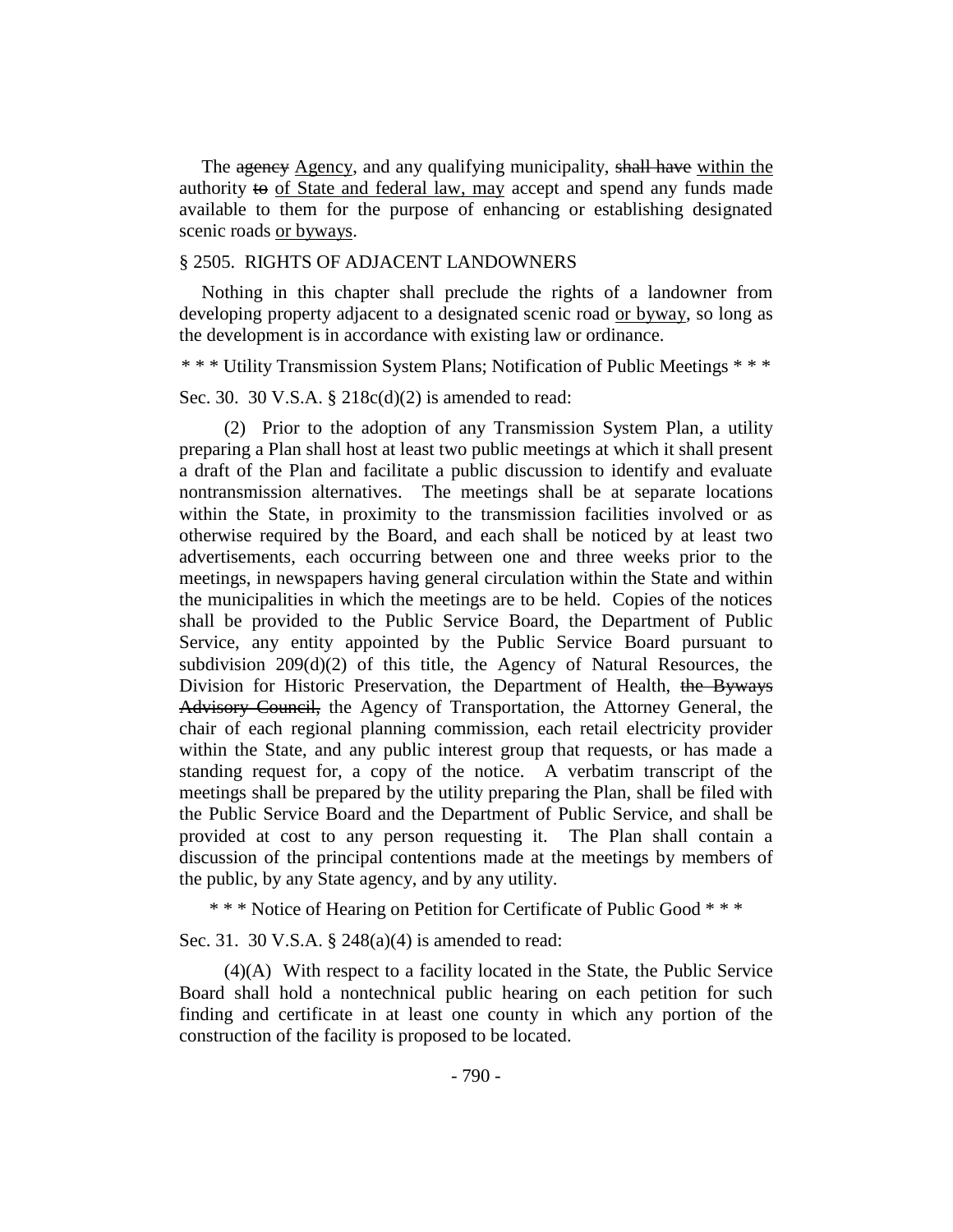The ~~agency~~ Agency, and any qualifying municipality, ~~shall have~~ within the authority ~~to~~ of State and federal law, may accept and spend any funds made available to them for the purpose of enhancing or establishing designated scenic roads or byways.

§ 2505. RIGHTS OF ADJACENT LANDOWNERS

Nothing in this chapter shall preclude the rights of a landowner from developing property adjacent to a designated scenic road or byway, so long as the development is in accordance with existing law or ordinance.

\* \* \* Utility Transmission System Plans; Notification of Public Meetings \* \* \*

Sec. 30. 30 V.S.A. § 218c(d)(2) is amended to read:

(2) Prior to the adoption of any Transmission System Plan, a utility preparing a Plan shall host at least two public meetings at which it shall present a draft of the Plan and facilitate a public discussion to identify and evaluate nontransmission alternatives. The meetings shall be at separate locations within the State, in proximity to the transmission facilities involved or as otherwise required by the Board, and each shall be noticed by at least two advertisements, each occurring between one and three weeks prior to the meetings, in newspapers having general circulation within the State and within the municipalities in which the meetings are to be held. Copies of the notices shall be provided to the Public Service Board, the Department of Public Service, any entity appointed by the Public Service Board pursuant to subdivision 209(d)(2) of this title, the Agency of Natural Resources, the Division for Historic Preservation, the Department of Health, ~~the Byways Advisory Council,~~ the Agency of Transportation, the Attorney General, the chair of each regional planning commission, each retail electricity provider within the State, and any public interest group that requests, or has made a standing request for, a copy of the notice. A verbatim transcript of the meetings shall be prepared by the utility preparing the Plan, shall be filed with the Public Service Board and the Department of Public Service, and shall be provided at cost to any person requesting it. The Plan shall contain a discussion of the principal contentions made at the meetings by members of the public, by any State agency, and by any utility.

\* \* \* Notice of Hearing on Petition for Certificate of Public Good \* \* \*

Sec. 31. 30 V.S.A. § 248(a)(4) is amended to read:

(4)(A) With respect to a facility located in the State, the Public Service Board shall hold a nontechnical public hearing on each petition for such finding and certificate in at least one county in which any portion of the construction of the facility is proposed to be located.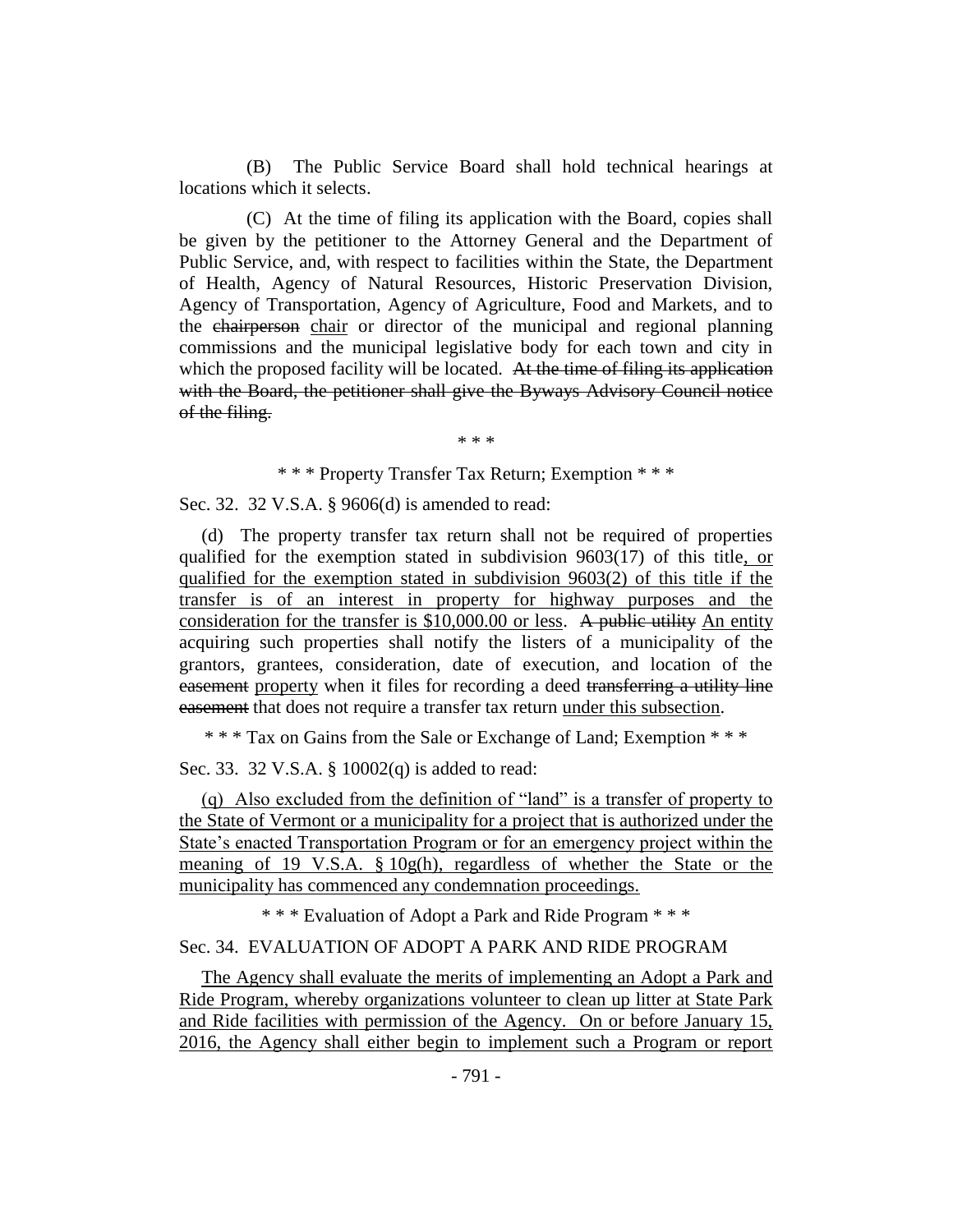(B) The Public Service Board shall hold technical hearings at locations which it selects.

(C) At the time of filing its application with the Board, copies shall be given by the petitioner to the Attorney General and the Department of Public Service, and, with respect to facilities within the State, the Department of Health, Agency of Natural Resources, Historic Preservation Division, Agency of Transportation, Agency of Agriculture, Food and Markets, and to the ~~chairperson~~ chair or director of the municipal and regional planning commissions and the municipal legislative body for each town and city in which the proposed facility will be located. ~~At the time of filing its application with the Board, the petitioner shall give the Byways Advisory Council notice of the filing.~~

\* \* \*

\* \* \* Property Transfer Tax Return; Exemption \* \* \*

Sec. 32. 32 V.S.A. § 9606(d) is amended to read:

(d) The property transfer tax return shall not be required of properties qualified for the exemption stated in subdivision 9603(17) of this title, or qualified for the exemption stated in subdivision 9603(2) of this title if the transfer is of an interest in property for highway purposes and the consideration for the transfer is $10,000.00 or less. ~~A public utility~~ An entity acquiring such properties shall notify the listers of a municipality of the grantors, grantees, consideration, date of execution, and location of the ~~easement~~ property when it files for recording a deed ~~transferring a utility line easement~~ that does not require a transfer tax return under this subsection.

\* \* \* Tax on Gains from the Sale or Exchange of Land; Exemption \* \* \*

Sec. 33. 32 V.S.A. § 10002(q) is added to read:

(q) Also excluded from the definition of "land" is a transfer of property to the State of Vermont or a municipality for a project that is authorized under the State's enacted Transportation Program or for an emergency project within the meaning of 19 V.S.A. § 10g(h), regardless of whether the State or the municipality has commenced any condemnation proceedings.

\* \* \* Evaluation of Adopt a Park and Ride Program \* \* \*

Sec. 34. EVALUATION OF ADOPT A PARK AND RIDE PROGRAM

The Agency shall evaluate the merits of implementing an Adopt a Park and Ride Program, whereby organizations volunteer to clean up litter at State Park and Ride facilities with permission of the Agency. On or before January 15, 2016, the Agency shall either begin to implement such a Program or report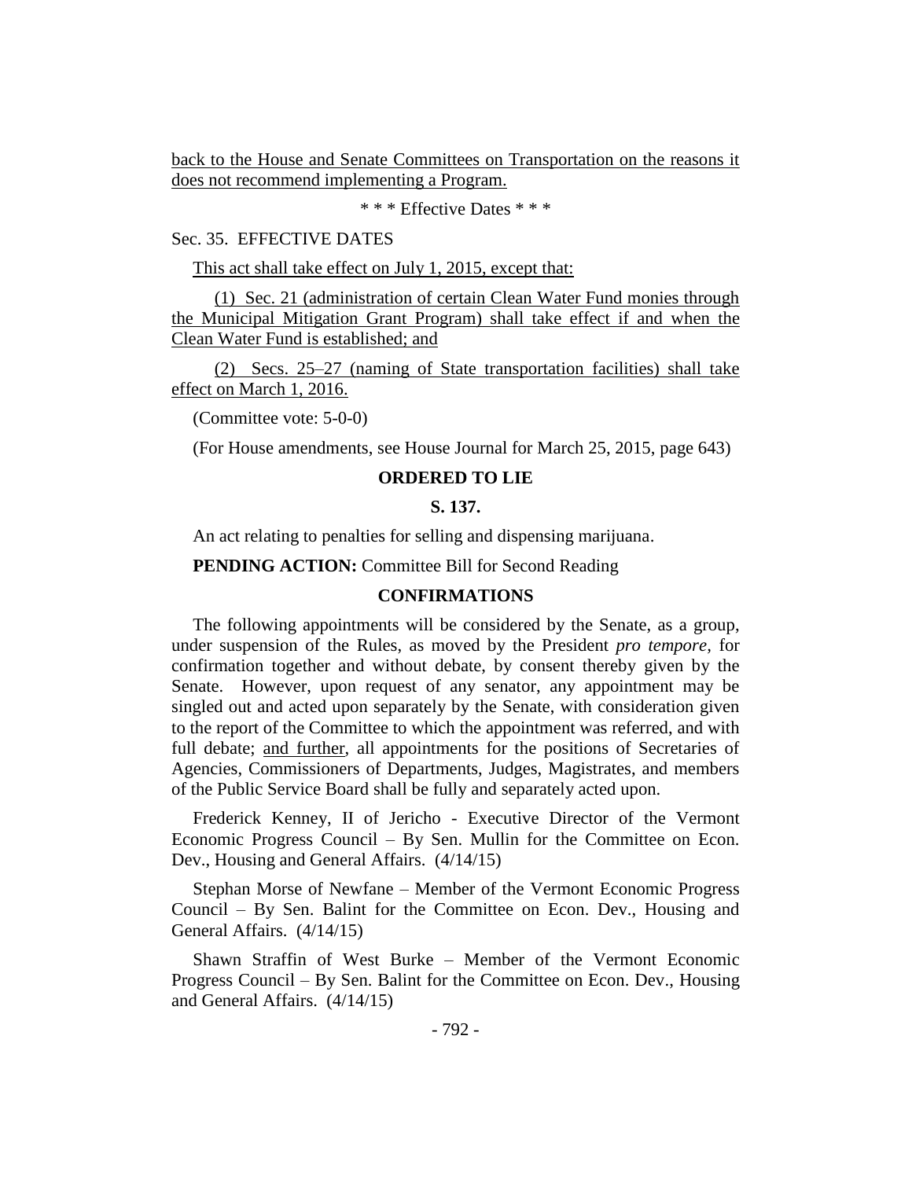back to the House and Senate Committees on Transportation on the reasons it does not recommend implementing a Program.

\* \* \* Effective Dates \* \* \*

Sec. 35. EFFECTIVE DATES

This act shall take effect on July 1, 2015, except that:

(1) Sec. 21 (administration of certain Clean Water Fund monies through the Municipal Mitigation Grant Program) shall take effect if and when the Clean Water Fund is established; and

(2) Secs. 25–27 (naming of State transportation facilities) shall take effect on March 1, 2016.

(Committee vote: 5-0-0)

(For House amendments, see House Journal for March 25, 2015, page 643)

## ORDERED TO LIE

### S. 137.

An act relating to penalties for selling and dispensing marijuana.

**PENDING ACTION:** Committee Bill for Second Reading

## CONFIRMATIONS

The following appointments will be considered by the Senate, as a group, under suspension of the Rules, as moved by the President *pro tempore,* for confirmation together and without debate, by consent thereby given by the Senate. However, upon request of any senator, any appointment may be singled out and acted upon separately by the Senate, with consideration given to the report of the Committee to which the appointment was referred, and with full debate; and further, all appointments for the positions of Secretaries of Agencies, Commissioners of Departments, Judges, Magistrates, and members of the Public Service Board shall be fully and separately acted upon.

Frederick Kenney, II of Jericho - Executive Director of the Vermont Economic Progress Council – By Sen. Mullin for the Committee on Econ. Dev., Housing and General Affairs. (4/14/15)

Stephan Morse of Newfane – Member of the Vermont Economic Progress Council – By Sen. Balint for the Committee on Econ. Dev., Housing and General Affairs. (4/14/15)

Shawn Straffin of West Burke – Member of the Vermont Economic Progress Council – By Sen. Balint for the Committee on Econ. Dev., Housing and General Affairs. (4/14/15)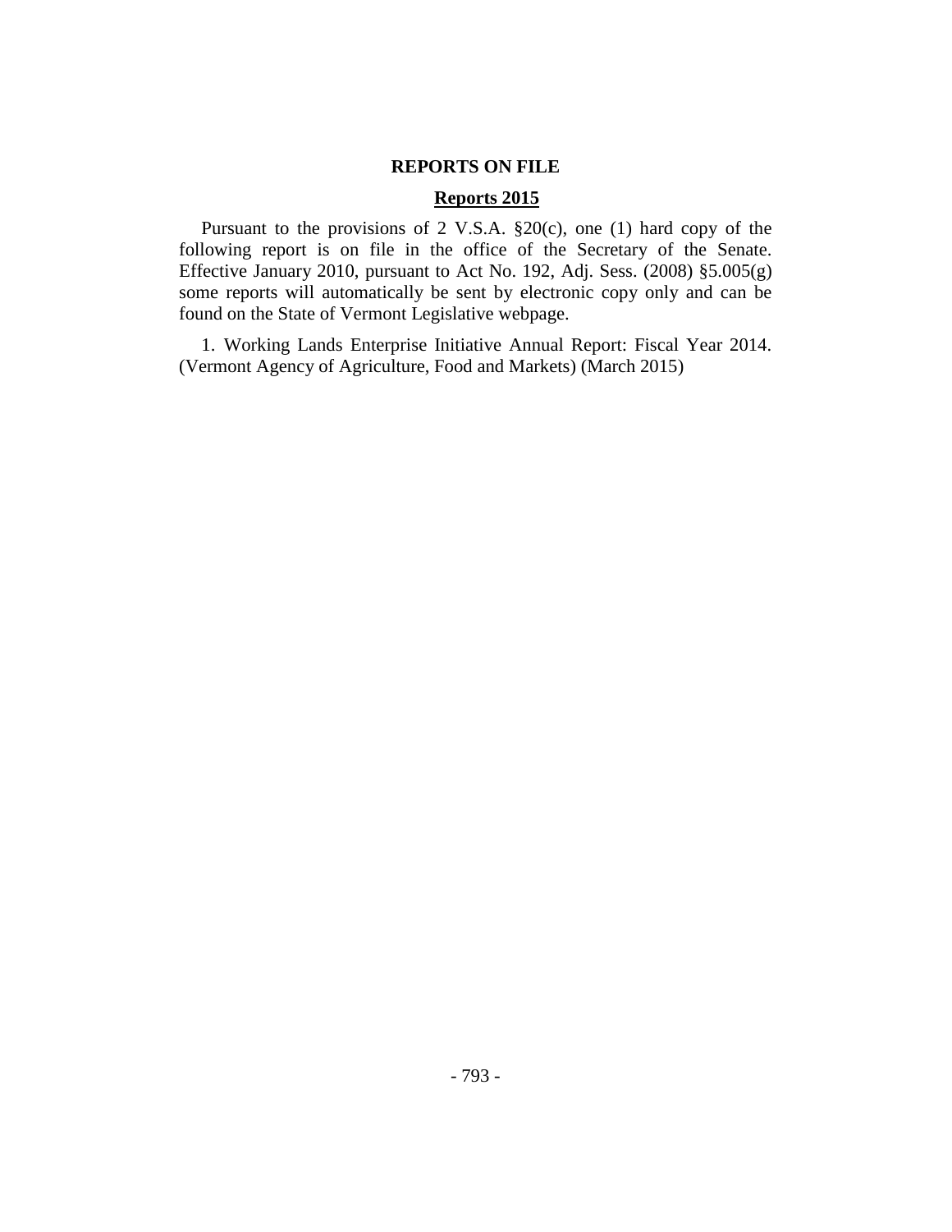## REPORTS ON FILE

### Reports 2015

Pursuant to the provisions of 2 V.S.A. §20(c), one (1) hard copy of the following report is on file in the office of the Secretary of the Senate. Effective January 2010, pursuant to Act No. 192, Adj. Sess. (2008) §5.005(g) some reports will automatically be sent by electronic copy only and can be found on the State of Vermont Legislative webpage.

1. Working Lands Enterprise Initiative Annual Report: Fiscal Year 2014. (Vermont Agency of Agriculture, Food and Markets) (March 2015)